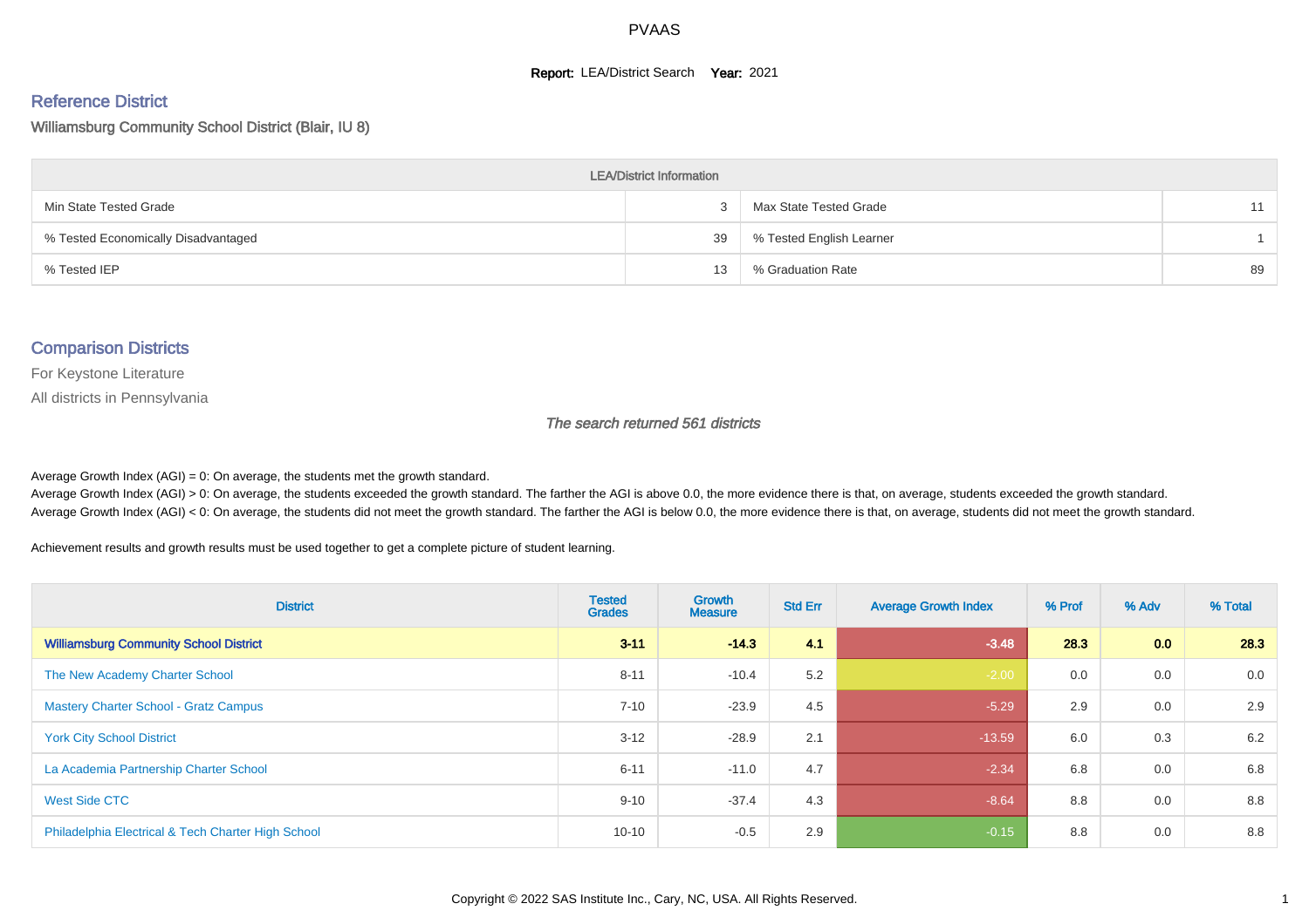# PVAAS

**Report:** LEA/District Search **Year:** 2021

## Reference District

Williamsburg Community School District (Blair, IU 8)

| LEA/District Information | | | |
|---|---|---|---|
| Min State Tested Grade | 3 | Max State Tested Grade | 11 |
| % Tested Economically Disadvantaged | 39 | % Tested English Learner | 1 |
| % Tested IEP | 13 | % Graduation Rate | 89 |

## Comparison Districts

For Keystone Literature

All districts in Pennsylvania

*The search returned 561 districts*

Average Growth Index (AGI) = 0: On average, the students met the growth standard.
Average Growth Index (AGI) > 0: On average, the students exceeded the growth standard. The farther the AGI is above 0.0, the more evidence there is that, on average, students exceeded the growth standard.
Average Growth Index (AGI) < 0: On average, the students did not meet the growth standard. The farther the AGI is below 0.0, the more evidence there is that, on average, students did not meet the growth standard.

Achievement results and growth results must be used together to get a complete picture of student learning.

| District | Tested Grades | Growth Measure | Std Err | Average Growth Index | % Prof | % Adv | % Total |
|---|---|---|---|---|---|---|---|
| **Williamsburg Community School District** | **3-11** | **-14.3** | **4.1** | **-3.48** | **28.3** | **0.0** | **28.3** |
| The New Academy Charter School | 8-11 | -10.4 | 5.2 | -2.00 | 0.0 | 0.0 | 0.0 |
| Mastery Charter School - Gratz Campus | 7-10 | -23.9 | 4.5 | -5.29 | 2.9 | 0.0 | 2.9 |
| York City School District | 3-12 | -28.9 | 2.1 | -13.59 | 6.0 | 0.3 | 6.2 |
| La Academia Partnership Charter School | 6-11 | -11.0 | 4.7 | -2.34 | 6.8 | 0.0 | 6.8 |
| West Side CTC | 9-10 | -37.4 | 4.3 | -8.64 | 8.8 | 0.0 | 8.8 |
| Philadelphia Electrical & Tech Charter High School | 10-10 | -0.5 | 2.9 | -0.15 | 8.8 | 0.0 | 8.8 |

Copyright © 2022 SAS Institute Inc., Cary, NC, USA. All Rights Reserved.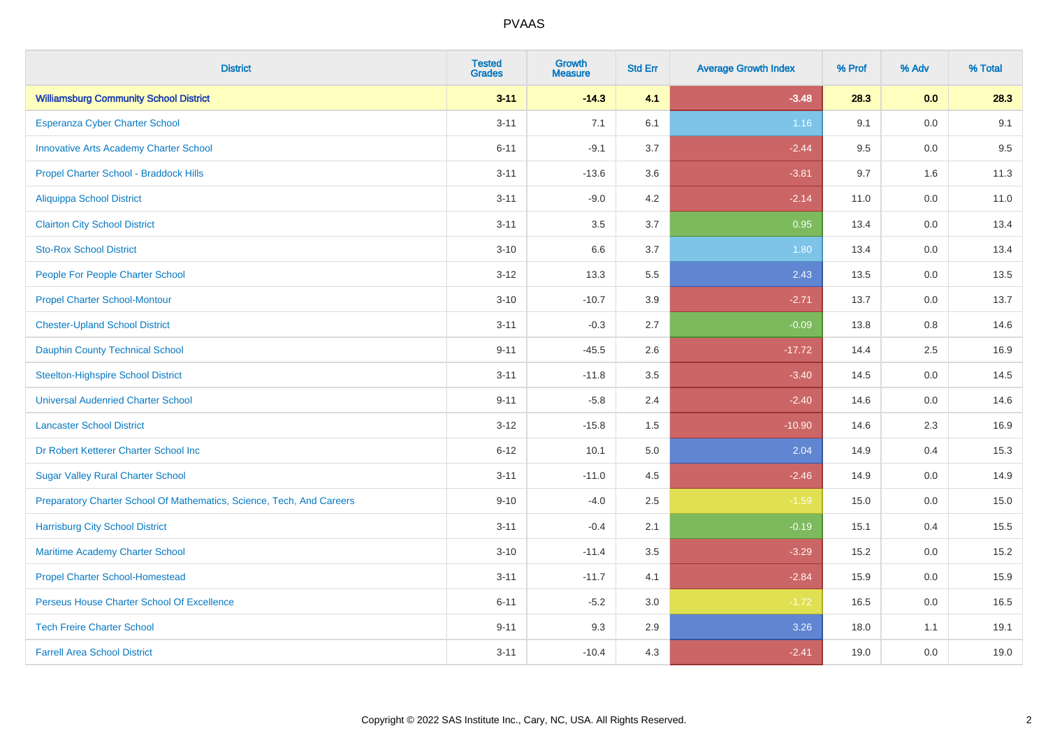# PVAAS

| District | Tested Grades | Growth Measure | Std Err | Average Growth Index | % Prof | % Adv | % Total |
|---|---|---|---|---|---|---|---|
| **Williamsburg Community School District** | **3-11** | **-14.3** | **4.1** | **-3.48** | **28.3** | **0.0** | **28.3** |
| Esperanza Cyber Charter School | 3-11 | 7.1 | 6.1 | 1.16 | 9.1 | 0.0 | 9.1 |
| Innovative Arts Academy Charter School | 6-11 | -9.1 | 3.7 | -2.44 | 9.5 | 0.0 | 9.5 |
| Propel Charter School - Braddock Hills | 3-11 | -13.6 | 3.6 | -3.81 | 9.7 | 1.6 | 11.3 |
| Aliquippa School District | 3-11 | -9.0 | 4.2 | -2.14 | 11.0 | 0.0 | 11.0 |
| Clairton City School District | 3-11 | 3.5 | 3.7 | 0.95 | 13.4 | 0.0 | 13.4 |
| Sto-Rox School District | 3-10 | 6.6 | 3.7 | 1.80 | 13.4 | 0.0 | 13.4 |
| People For People Charter School | 3-12 | 13.3 | 5.5 | 2.43 | 13.5 | 0.0 | 13.5 |
| Propel Charter School-Montour | 3-10 | -10.7 | 3.9 | -2.71 | 13.7 | 0.0 | 13.7 |
| Chester-Upland School District | 3-11 | -0.3 | 2.7 | -0.09 | 13.8 | 0.8 | 14.6 |
| Dauphin County Technical School | 9-11 | -45.5 | 2.6 | -17.72 | 14.4 | 2.5 | 16.9 |
| Steelton-Highspire School District | 3-11 | -11.8 | 3.5 | -3.40 | 14.5 | 0.0 | 14.5 |
| Universal Audenried Charter School | 9-11 | -5.8 | 2.4 | -2.40 | 14.6 | 0.0 | 14.6 |
| Lancaster School District | 3-12 | -15.8 | 1.5 | -10.90 | 14.6 | 2.3 | 16.9 |
| Dr Robert Ketterer Charter School Inc | 6-12 | 10.1 | 5.0 | 2.04 | 14.9 | 0.4 | 15.3 |
| Sugar Valley Rural Charter School | 3-11 | -11.0 | 4.5 | -2.46 | 14.9 | 0.0 | 14.9 |
| Preparatory Charter School Of Mathematics, Science, Tech, And Careers | 9-10 | -4.0 | 2.5 | -1.59 | 15.0 | 0.0 | 15.0 |
| Harrisburg City School District | 3-11 | -0.4 | 2.1 | -0.19 | 15.1 | 0.4 | 15.5 |
| Maritime Academy Charter School | 3-10 | -11.4 | 3.5 | -3.29 | 15.2 | 0.0 | 15.2 |
| Propel Charter School-Homestead | 3-11 | -11.7 | 4.1 | -2.84 | 15.9 | 0.0 | 15.9 |
| Perseus House Charter School Of Excellence | 6-11 | -5.2 | 3.0 | -1.72 | 16.5 | 0.0 | 16.5 |
| Tech Freire Charter School | 9-11 | 9.3 | 2.9 | 3.26 | 18.0 | 1.1 | 19.1 |
| Farrell Area School District | 3-11 | -10.4 | 4.3 | -2.41 | 19.0 | 0.0 | 19.0 |

Copyright © 2022 SAS Institute Inc., Cary, NC, USA. All Rights Reserved.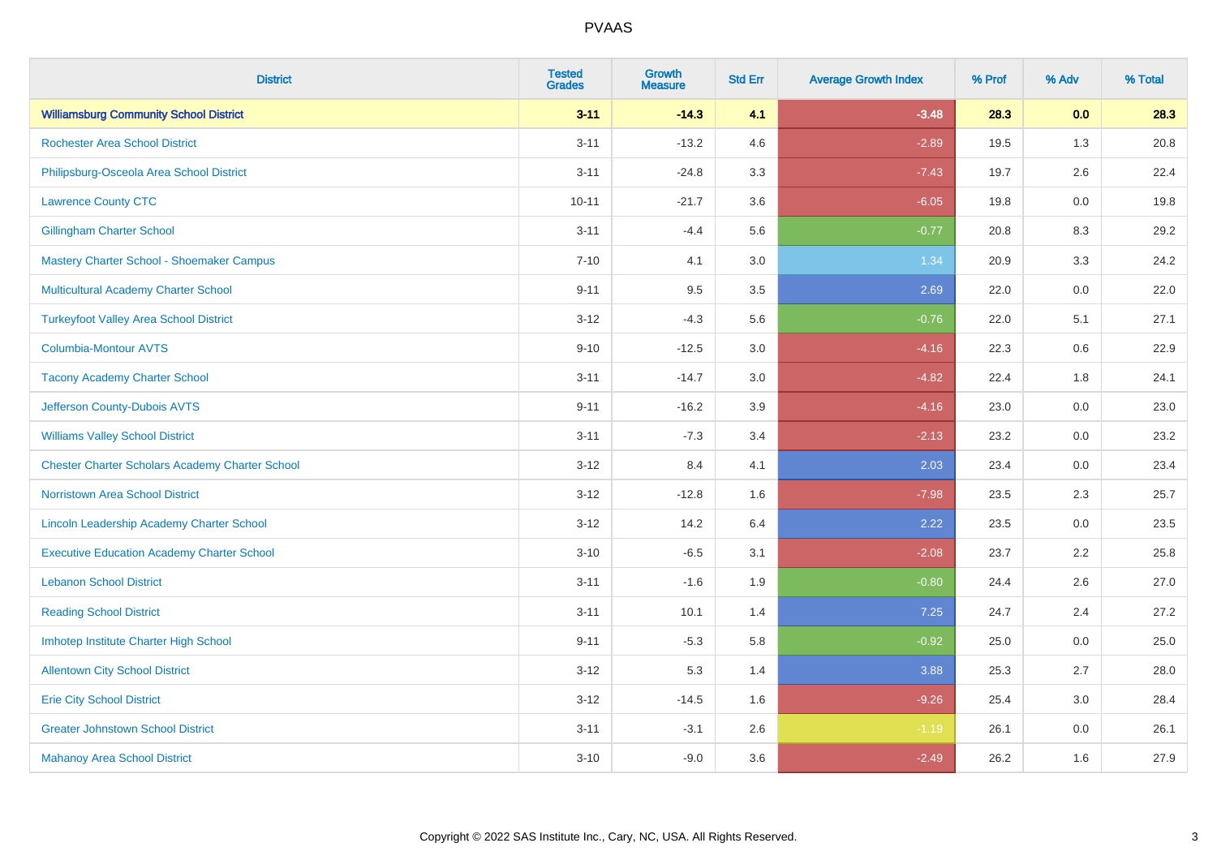| District | Tested Grades | Growth Measure | Std Err | Average Growth Index | % Prof | % Adv | % Total |
|---|---|---|---|---|---|---|---|
| **Williamsburg Community School District** | **3-11** | **-14.3** | **4.1** | **-3.48** | **28.3** | **0.0** | **28.3** |
| Rochester Area School District | 3-11 | -13.2 | 4.6 | -2.89 | 19.5 | 1.3 | 20.8 |
| Philipsburg-Osceola Area School District | 3-11 | -24.8 | 3.3 | -7.43 | 19.7 | 2.6 | 22.4 |
| Lawrence County CTC | 10-11 | -21.7 | 3.6 | -6.05 | 19.8 | 0.0 | 19.8 |
| Gillingham Charter School | 3-11 | -4.4 | 5.6 | -0.77 | 20.8 | 8.3 | 29.2 |
| Mastery Charter School - Shoemaker Campus | 7-10 | 4.1 | 3.0 | 1.34 | 20.9 | 3.3 | 24.2 |
| Multicultural Academy Charter School | 9-11 | 9.5 | 3.5 | 2.69 | 22.0 | 0.0 | 22.0 |
| Turkeyfoot Valley Area School District | 3-12 | -4.3 | 5.6 | -0.76 | 22.0 | 5.1 | 27.1 |
| Columbia-Montour AVTS | 9-10 | -12.5 | 3.0 | -4.16 | 22.3 | 0.6 | 22.9 |
| Tacony Academy Charter School | 3-11 | -14.7 | 3.0 | -4.82 | 22.4 | 1.8 | 24.1 |
| Jefferson County-Dubois AVTS | 9-11 | -16.2 | 3.9 | -4.16 | 23.0 | 0.0 | 23.0 |
| Williams Valley School District | 3-11 | -7.3 | 3.4 | -2.13 | 23.2 | 0.0 | 23.2 |
| Chester Charter Scholars Academy Charter School | 3-12 | 8.4 | 4.1 | 2.03 | 23.4 | 0.0 | 23.4 |
| Norristown Area School District | 3-12 | -12.8 | 1.6 | -7.98 | 23.5 | 2.3 | 25.7 |
| Lincoln Leadership Academy Charter School | 3-12 | 14.2 | 6.4 | 2.22 | 23.5 | 0.0 | 23.5 |
| Executive Education Academy Charter School | 3-10 | -6.5 | 3.1 | -2.08 | 23.7 | 2.2 | 25.8 |
| Lebanon School District | 3-11 | -1.6 | 1.9 | -0.80 | 24.4 | 2.6 | 27.0 |
| Reading School District | 3-11 | 10.1 | 1.4 | 7.25 | 24.7 | 2.4 | 27.2 |
| Imhotep Institute Charter High School | 9-11 | -5.3 | 5.8 | -0.92 | 25.0 | 0.0 | 25.0 |
| Allentown City School District | 3-12 | 5.3 | 1.4 | 3.88 | 25.3 | 2.7 | 28.0 |
| Erie City School District | 3-12 | -14.5 | 1.6 | -9.26 | 25.4 | 3.0 | 28.4 |
| Greater Johnstown School District | 3-11 | -3.1 | 2.6 | -1.19 | 26.1 | 0.0 | 26.1 |
| Mahanoy Area School District | 3-10 | -9.0 | 3.6 | -2.49 | 26.2 | 1.6 | 27.9 |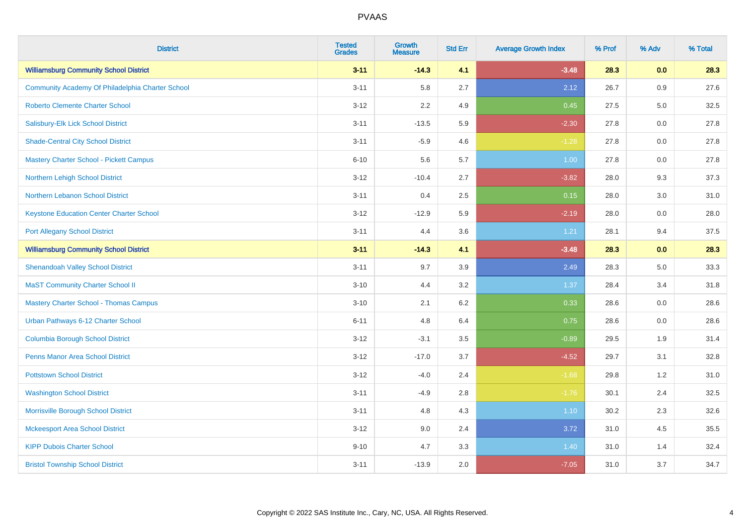# PVAAS

| District | Tested Grades | Growth Measure | Std Err | Average Growth Index | % Prof | % Adv | % Total |
|---|---|---|---|---|---|---|---|
| **Williamsburg Community School District** | **3-11** | **-14.3** | **4.1** | **-3.48** | **28.3** | **0.0** | **28.3** |
| Community Academy Of Philadelphia Charter School | 3-11 | 5.8 | 2.7 | 2.12 | 26.7 | 0.9 | 27.6 |
| Roberto Clemente Charter School | 3-12 | 2.2 | 4.9 | 0.45 | 27.5 | 5.0 | 32.5 |
| Salisbury-Elk Lick School District | 3-11 | -13.5 | 5.9 | -2.30 | 27.8 | 0.0 | 27.8 |
| Shade-Central City School District | 3-11 | -5.9 | 4.6 | -1.28 | 27.8 | 0.0 | 27.8 |
| Mastery Charter School - Pickett Campus | 6-10 | 5.6 | 5.7 | 1.00 | 27.8 | 0.0 | 27.8 |
| Northern Lehigh School District | 3-12 | -10.4 | 2.7 | -3.82 | 28.0 | 9.3 | 37.3 |
| Northern Lebanon School District | 3-11 | 0.4 | 2.5 | 0.15 | 28.0 | 3.0 | 31.0 |
| Keystone Education Center Charter School | 3-12 | -12.9 | 5.9 | -2.19 | 28.0 | 0.0 | 28.0 |
| Port Allegany School District | 3-11 | 4.4 | 3.6 | 1.21 | 28.1 | 9.4 | 37.5 |
| **Williamsburg Community School District** | **3-11** | **-14.3** | **4.1** | **-3.48** | **28.3** | **0.0** | **28.3** |
| Shenandoah Valley School District | 3-11 | 9.7 | 3.9 | 2.49 | 28.3 | 5.0 | 33.3 |
| MaST Community Charter School II | 3-10 | 4.4 | 3.2 | 1.37 | 28.4 | 3.4 | 31.8 |
| Mastery Charter School - Thomas Campus | 3-10 | 2.1 | 6.2 | 0.33 | 28.6 | 0.0 | 28.6 |
| Urban Pathways 6-12 Charter School | 6-11 | 4.8 | 6.4 | 0.75 | 28.6 | 0.0 | 28.6 |
| Columbia Borough School District | 3-12 | -3.1 | 3.5 | -0.89 | 29.5 | 1.9 | 31.4 |
| Penns Manor Area School District | 3-12 | -17.0 | 3.7 | -4.52 | 29.7 | 3.1 | 32.8 |
| Pottstown School District | 3-12 | -4.0 | 2.4 | -1.68 | 29.8 | 1.2 | 31.0 |
| Washington School District | 3-11 | -4.9 | 2.8 | -1.76 | 30.1 | 2.4 | 32.5 |
| Morrisville Borough School District | 3-11 | 4.8 | 4.3 | 1.10 | 30.2 | 2.3 | 32.6 |
| Mckeesport Area School District | 3-12 | 9.0 | 2.4 | 3.72 | 31.0 | 4.5 | 35.5 |
| KIPP Dubois Charter School | 9-10 | 4.7 | 3.3 | 1.40 | 31.0 | 1.4 | 32.4 |
| Bristol Township School District | 3-11 | -13.9 | 2.0 | -7.05 | 31.0 | 3.7 | 34.7 |

Copyright © 2022 SAS Institute Inc., Cary, NC, USA. All Rights Reserved.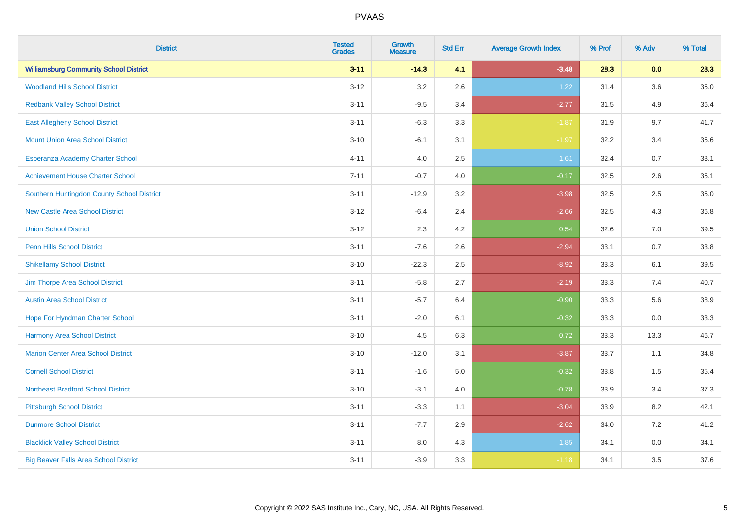# PVAAS

| District | Tested Grades | Growth Measure | Std Err | Average Growth Index | % Prof | % Adv | % Total |
|---|---|---|---|---|---|---|---|
| **Williamsburg Community School District** | **3-11** | **-14.3** | **4.1** | **-3.48** | **28.3** | **0.0** | **28.3** |
| Woodland Hills School District | 3-12 | 3.2 | 2.6 | 1.22 | 31.4 | 3.6 | 35.0 |
| Redbank Valley School District | 3-11 | -9.5 | 3.4 | -2.77 | 31.5 | 4.9 | 36.4 |
| East Allegheny School District | 3-11 | -6.3 | 3.3 | -1.87 | 31.9 | 9.7 | 41.7 |
| Mount Union Area School District | 3-10 | -6.1 | 3.1 | -1.97 | 32.2 | 3.4 | 35.6 |
| Esperanza Academy Charter School | 4-11 | 4.0 | 2.5 | 1.61 | 32.4 | 0.7 | 33.1 |
| Achievement House Charter School | 7-11 | -0.7 | 4.0 | -0.17 | 32.5 | 2.6 | 35.1 |
| Southern Huntingdon County School District | 3-11 | -12.9 | 3.2 | -3.98 | 32.5 | 2.5 | 35.0 |
| New Castle Area School District | 3-12 | -6.4 | 2.4 | -2.66 | 32.5 | 4.3 | 36.8 |
| Union School District | 3-12 | 2.3 | 4.2 | 0.54 | 32.6 | 7.0 | 39.5 |
| Penn Hills School District | 3-11 | -7.6 | 2.6 | -2.94 | 33.1 | 0.7 | 33.8 |
| Shikellamy School District | 3-10 | -22.3 | 2.5 | -8.92 | 33.3 | 6.1 | 39.5 |
| Jim Thorpe Area School District | 3-11 | -5.8 | 2.7 | -2.19 | 33.3 | 7.4 | 40.7 |
| Austin Area School District | 3-11 | -5.7 | 6.4 | -0.90 | 33.3 | 5.6 | 38.9 |
| Hope For Hyndman Charter School | 3-11 | -2.0 | 6.1 | -0.32 | 33.3 | 0.0 | 33.3 |
| Harmony Area School District | 3-10 | 4.5 | 6.3 | 0.72 | 33.3 | 13.3 | 46.7 |
| Marion Center Area School District | 3-10 | -12.0 | 3.1 | -3.87 | 33.7 | 1.1 | 34.8 |
| Cornell School District | 3-11 | -1.6 | 5.0 | -0.32 | 33.8 | 1.5 | 35.4 |
| Northeast Bradford School District | 3-10 | -3.1 | 4.0 | -0.78 | 33.9 | 3.4 | 37.3 |
| Pittsburgh School District | 3-11 | -3.3 | 1.1 | -3.04 | 33.9 | 8.2 | 42.1 |
| Dunmore School District | 3-11 | -7.7 | 2.9 | -2.62 | 34.0 | 7.2 | 41.2 |
| Blacklick Valley School District | 3-11 | 8.0 | 4.3 | 1.85 | 34.1 | 0.0 | 34.1 |
| Big Beaver Falls Area School District | 3-11 | -3.9 | 3.3 | -1.18 | 34.1 | 3.5 | 37.6 |

Copyright © 2022 SAS Institute Inc., Cary, NC, USA. All Rights Reserved.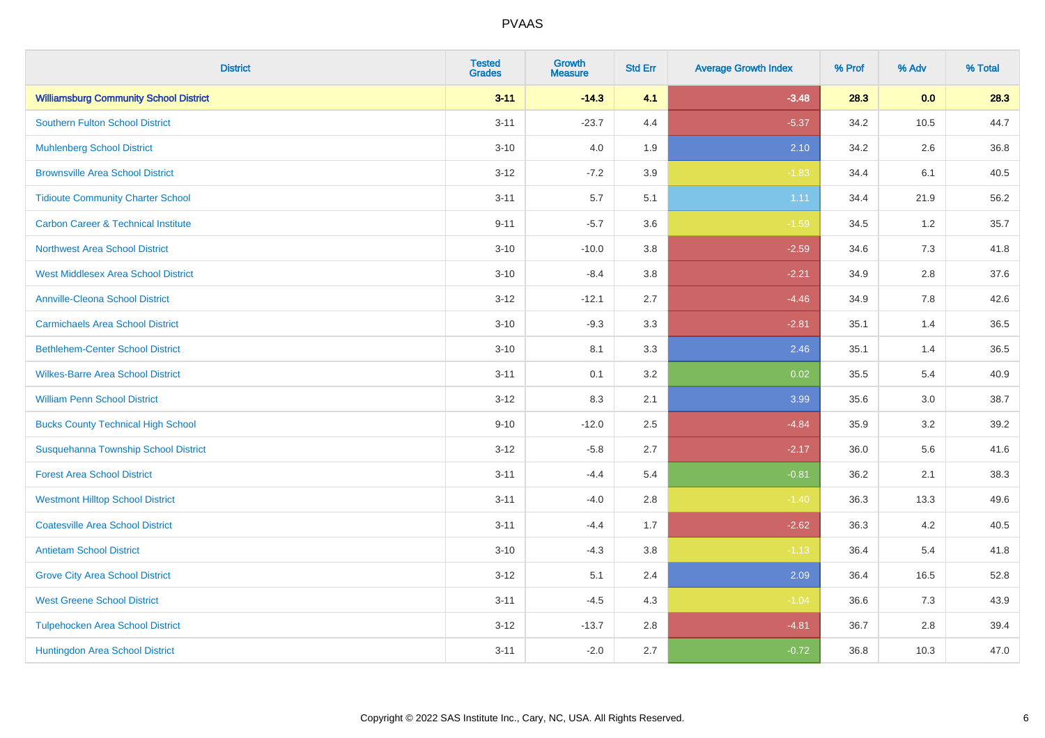# PVAAS

| District | Tested Grades | Growth Measure | Std Err | Average Growth Index | % Prof | % Adv | % Total |
|---|---|---|---|---|---|---|---|
| **Williamsburg Community School District** | **3-11** | **-14.3** | **4.1** | **-3.48** | **28.3** | **0.0** | **28.3** |
| Southern Fulton School District | 3-11 | -23.7 | 4.4 | -5.37 | 34.2 | 10.5 | 44.7 |
| Muhlenberg School District | 3-10 | 4.0 | 1.9 | 2.10 | 34.2 | 2.6 | 36.8 |
| Brownsville Area School District | 3-12 | -7.2 | 3.9 | -1.83 | 34.4 | 6.1 | 40.5 |
| Tidioute Community Charter School | 3-11 | 5.7 | 5.1 | 1.11 | 34.4 | 21.9 | 56.2 |
| Carbon Career & Technical Institute | 9-11 | -5.7 | 3.6 | -1.59 | 34.5 | 1.2 | 35.7 |
| Northwest Area School District | 3-10 | -10.0 | 3.8 | -2.59 | 34.6 | 7.3 | 41.8 |
| West Middlesex Area School District | 3-10 | -8.4 | 3.8 | -2.21 | 34.9 | 2.8 | 37.6 |
| Annville-Cleona School District | 3-12 | -12.1 | 2.7 | -4.46 | 34.9 | 7.8 | 42.6 |
| Carmichaels Area School District | 3-10 | -9.3 | 3.3 | -2.81 | 35.1 | 1.4 | 36.5 |
| Bethlehem-Center School District | 3-10 | 8.1 | 3.3 | 2.46 | 35.1 | 1.4 | 36.5 |
| Wilkes-Barre Area School District | 3-11 | 0.1 | 3.2 | 0.02 | 35.5 | 5.4 | 40.9 |
| William Penn School District | 3-12 | 8.3 | 2.1 | 3.99 | 35.6 | 3.0 | 38.7 |
| Bucks County Technical High School | 9-10 | -12.0 | 2.5 | -4.84 | 35.9 | 3.2 | 39.2 |
| Susquehanna Township School District | 3-12 | -5.8 | 2.7 | -2.17 | 36.0 | 5.6 | 41.6 |
| Forest Area School District | 3-11 | -4.4 | 5.4 | -0.81 | 36.2 | 2.1 | 38.3 |
| Westmont Hilltop School District | 3-11 | -4.0 | 2.8 | -1.40 | 36.3 | 13.3 | 49.6 |
| Coatesville Area School District | 3-11 | -4.4 | 1.7 | -2.62 | 36.3 | 4.2 | 40.5 |
| Antietam School District | 3-10 | -4.3 | 3.8 | -1.13 | 36.4 | 5.4 | 41.8 |
| Grove City Area School District | 3-12 | 5.1 | 2.4 | 2.09 | 36.4 | 16.5 | 52.8 |
| West Greene School District | 3-11 | -4.5 | 4.3 | -1.04 | 36.6 | 7.3 | 43.9 |
| Tulpehocken Area School District | 3-12 | -13.7 | 2.8 | -4.81 | 36.7 | 2.8 | 39.4 |
| Huntingdon Area School District | 3-11 | -2.0 | 2.7 | -0.72 | 36.8 | 10.3 | 47.0 |

Copyright © 2022 SAS Institute Inc., Cary, NC, USA. All Rights Reserved.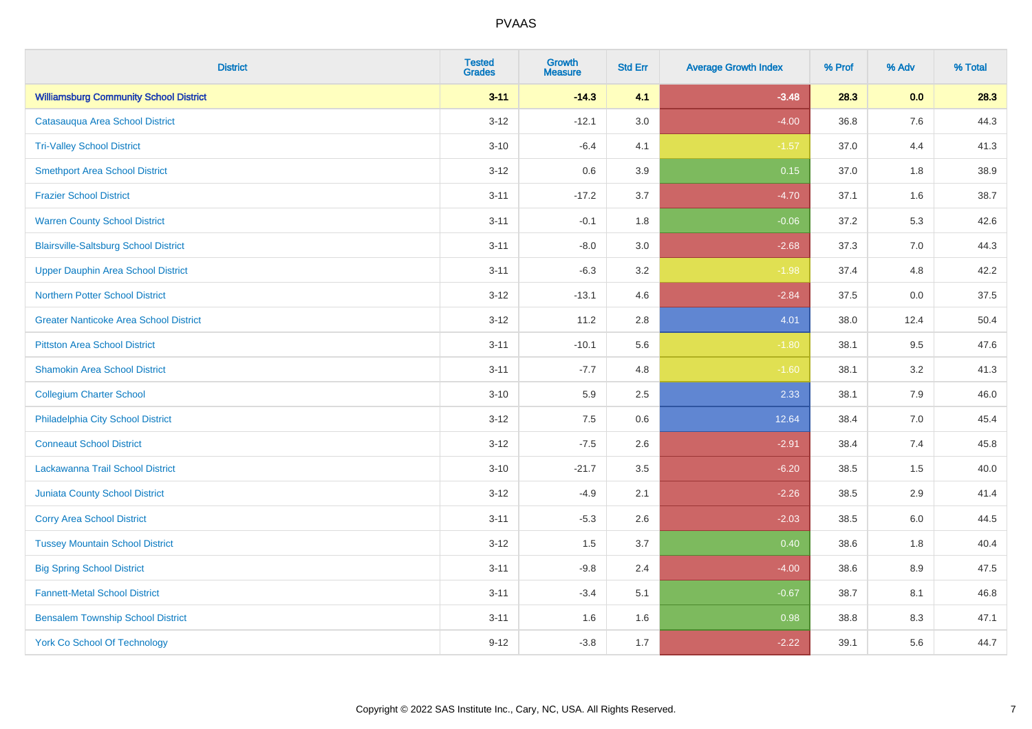# PVAAS

| District | Tested Grades | Growth Measure | Std Err | Average Growth Index | % Prof | % Adv | % Total |
|---|---|---|---|---|---|---|---|
| **Williamsburg Community School District** | **3-11** | **-14.3** | **4.1** | **-3.48** | **28.3** | **0.0** | **28.3** |
| Catasauqua Area School District | 3-12 | -12.1 | 3.0 | -4.00 | 36.8 | 7.6 | 44.3 |
| Tri-Valley School District | 3-10 | -6.4 | 4.1 | -1.57 | 37.0 | 4.4 | 41.3 |
| Smethport Area School District | 3-12 | 0.6 | 3.9 | 0.15 | 37.0 | 1.8 | 38.9 |
| Frazier School District | 3-11 | -17.2 | 3.7 | -4.70 | 37.1 | 1.6 | 38.7 |
| Warren County School District | 3-11 | -0.1 | 1.8 | -0.06 | 37.2 | 5.3 | 42.6 |
| Blairsville-Saltsburg School District | 3-11 | -8.0 | 3.0 | -2.68 | 37.3 | 7.0 | 44.3 |
| Upper Dauphin Area School District | 3-11 | -6.3 | 3.2 | -1.98 | 37.4 | 4.8 | 42.2 |
| Northern Potter School District | 3-12 | -13.1 | 4.6 | -2.84 | 37.5 | 0.0 | 37.5 |
| Greater Nanticoke Area School District | 3-12 | 11.2 | 2.8 | 4.01 | 38.0 | 12.4 | 50.4 |
| Pittston Area School District | 3-11 | -10.1 | 5.6 | -1.80 | 38.1 | 9.5 | 47.6 |
| Shamokin Area School District | 3-11 | -7.7 | 4.8 | -1.60 | 38.1 | 3.2 | 41.3 |
| Collegium Charter School | 3-10 | 5.9 | 2.5 | 2.33 | 38.1 | 7.9 | 46.0 |
| Philadelphia City School District | 3-12 | 7.5 | 0.6 | 12.64 | 38.4 | 7.0 | 45.4 |
| Conneaut School District | 3-12 | -7.5 | 2.6 | -2.91 | 38.4 | 7.4 | 45.8 |
| Lackawanna Trail School District | 3-10 | -21.7 | 3.5 | -6.20 | 38.5 | 1.5 | 40.0 |
| Juniata County School District | 3-12 | -4.9 | 2.1 | -2.26 | 38.5 | 2.9 | 41.4 |
| Corry Area School District | 3-11 | -5.3 | 2.6 | -2.03 | 38.5 | 6.0 | 44.5 |
| Tussey Mountain School District | 3-12 | 1.5 | 3.7 | 0.40 | 38.6 | 1.8 | 40.4 |
| Big Spring School District | 3-11 | -9.8 | 2.4 | -4.00 | 38.6 | 8.9 | 47.5 |
| Fannett-Metal School District | 3-11 | -3.4 | 5.1 | -0.67 | 38.7 | 8.1 | 46.8 |
| Bensalem Township School District | 3-11 | 1.6 | 1.6 | 0.98 | 38.8 | 8.3 | 47.1 |
| York Co School Of Technology | 9-12 | -3.8 | 1.7 | -2.22 | 39.1 | 5.6 | 44.7 |

Copyright © 2022 SAS Institute Inc., Cary, NC, USA. All Rights Reserved.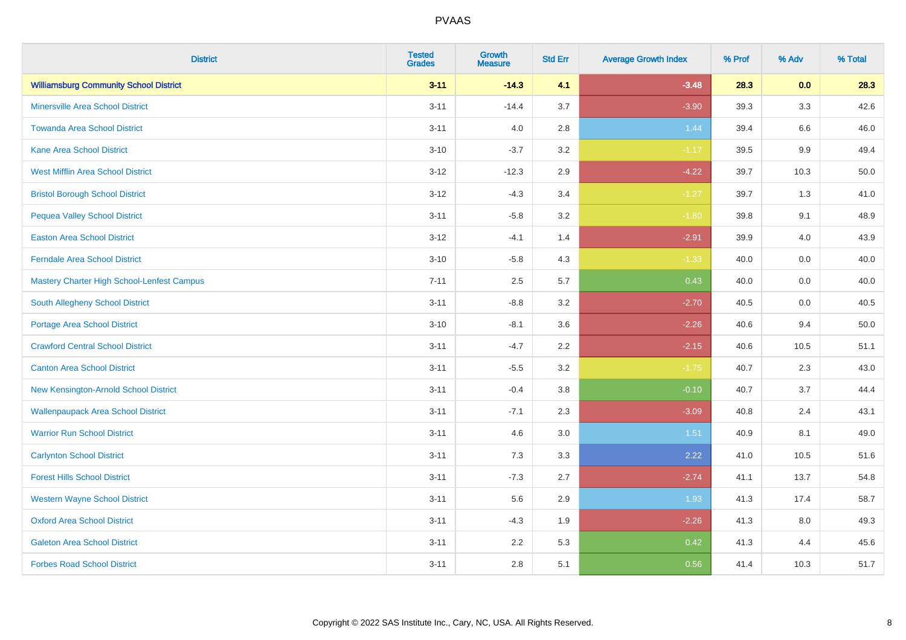| District | Tested Grades | Growth Measure | Std Err | Average Growth Index | % Prof | % Adv | % Total |
|---|---|---|---|---|---|---|---|
| **Williamsburg Community School District** | **3-11** | **-14.3** | **4.1** | **-3.48** | **28.3** | **0.0** | **28.3** |
| Minersville Area School District | 3-11 | -14.4 | 3.7 | -3.90 | 39.3 | 3.3 | 42.6 |
| Towanda Area School District | 3-11 | 4.0 | 2.8 | 1.44 | 39.4 | 6.6 | 46.0 |
| Kane Area School District | 3-10 | -3.7 | 3.2 | -1.17 | 39.5 | 9.9 | 49.4 |
| West Mifflin Area School District | 3-12 | -12.3 | 2.9 | -4.22 | 39.7 | 10.3 | 50.0 |
| Bristol Borough School District | 3-12 | -4.3 | 3.4 | -1.27 | 39.7 | 1.3 | 41.0 |
| Pequea Valley School District | 3-11 | -5.8 | 3.2 | -1.80 | 39.8 | 9.1 | 48.9 |
| Easton Area School District | 3-12 | -4.1 | 1.4 | -2.91 | 39.9 | 4.0 | 43.9 |
| Ferndale Area School District | 3-10 | -5.8 | 4.3 | -1.33 | 40.0 | 0.0 | 40.0 |
| Mastery Charter High School-Lenfest Campus | 7-11 | 2.5 | 5.7 | 0.43 | 40.0 | 0.0 | 40.0 |
| South Allegheny School District | 3-11 | -8.8 | 3.2 | -2.70 | 40.5 | 0.0 | 40.5 |
| Portage Area School District | 3-10 | -8.1 | 3.6 | -2.26 | 40.6 | 9.4 | 50.0 |
| Crawford Central School District | 3-11 | -4.7 | 2.2 | -2.15 | 40.6 | 10.5 | 51.1 |
| Canton Area School District | 3-11 | -5.5 | 3.2 | -1.75 | 40.7 | 2.3 | 43.0 |
| New Kensington-Arnold School District | 3-11 | -0.4 | 3.8 | -0.10 | 40.7 | 3.7 | 44.4 |
| Wallenpaupack Area School District | 3-11 | -7.1 | 2.3 | -3.09 | 40.8 | 2.4 | 43.1 |
| Warrior Run School District | 3-11 | 4.6 | 3.0 | 1.51 | 40.9 | 8.1 | 49.0 |
| Carlynton School District | 3-11 | 7.3 | 3.3 | 2.22 | 41.0 | 10.5 | 51.6 |
| Forest Hills School District | 3-11 | -7.3 | 2.7 | -2.74 | 41.1 | 13.7 | 54.8 |
| Western Wayne School District | 3-11 | 5.6 | 2.9 | 1.93 | 41.3 | 17.4 | 58.7 |
| Oxford Area School District | 3-11 | -4.3 | 1.9 | -2.26 | 41.3 | 8.0 | 49.3 |
| Galeton Area School District | 3-11 | 2.2 | 5.3 | 0.42 | 41.3 | 4.4 | 45.6 |
| Forbes Road School District | 3-11 | 2.8 | 5.1 | 0.56 | 41.4 | 10.3 | 51.7 |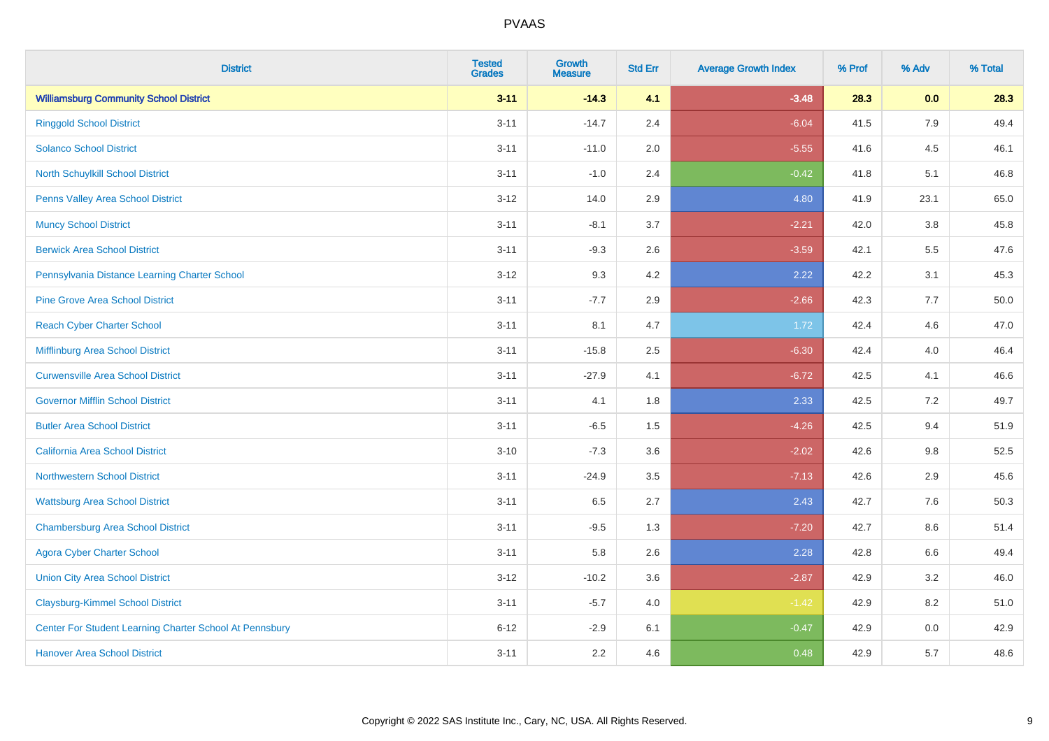# PVAAS

| District | Tested Grades | Growth Measure | Std Err | Average Growth Index | % Prof | % Adv | % Total |
|---|---|---|---|---|---|---|---|
| **Williamsburg Community School District** | **3-11** | **-14.3** | **4.1** | **-3.48** | **28.3** | **0.0** | **28.3** |
| Ringgold School District | 3-11 | -14.7 | 2.4 | -6.04 | 41.5 | 7.9 | 49.4 |
| Solanco School District | 3-11 | -11.0 | 2.0 | -5.55 | 41.6 | 4.5 | 46.1 |
| North Schuylkill School District | 3-11 | -1.0 | 2.4 | -0.42 | 41.8 | 5.1 | 46.8 |
| Penns Valley Area School District | 3-12 | 14.0 | 2.9 | 4.80 | 41.9 | 23.1 | 65.0 |
| Muncy School District | 3-11 | -8.1 | 3.7 | -2.21 | 42.0 | 3.8 | 45.8 |
| Berwick Area School District | 3-11 | -9.3 | 2.6 | -3.59 | 42.1 | 5.5 | 47.6 |
| Pennsylvania Distance Learning Charter School | 3-12 | 9.3 | 4.2 | 2.22 | 42.2 | 3.1 | 45.3 |
| Pine Grove Area School District | 3-11 | -7.7 | 2.9 | -2.66 | 42.3 | 7.7 | 50.0 |
| Reach Cyber Charter School | 3-11 | 8.1 | 4.7 | 1.72 | 42.4 | 4.6 | 47.0 |
| Mifflinburg Area School District | 3-11 | -15.8 | 2.5 | -6.30 | 42.4 | 4.0 | 46.4 |
| Curwensville Area School District | 3-11 | -27.9 | 4.1 | -6.72 | 42.5 | 4.1 | 46.6 |
| Governor Mifflin School District | 3-11 | 4.1 | 1.8 | 2.33 | 42.5 | 7.2 | 49.7 |
| Butler Area School District | 3-11 | -6.5 | 1.5 | -4.26 | 42.5 | 9.4 | 51.9 |
| California Area School District | 3-10 | -7.3 | 3.6 | -2.02 | 42.6 | 9.8 | 52.5 |
| Northwestern School District | 3-11 | -24.9 | 3.5 | -7.13 | 42.6 | 2.9 | 45.6 |
| Wattsburg Area School District | 3-11 | 6.5 | 2.7 | 2.43 | 42.7 | 7.6 | 50.3 |
| Chambersburg Area School District | 3-11 | -9.5 | 1.3 | -7.20 | 42.7 | 8.6 | 51.4 |
| Agora Cyber Charter School | 3-11 | 5.8 | 2.6 | 2.28 | 42.8 | 6.6 | 49.4 |
| Union City Area School District | 3-12 | -10.2 | 3.6 | -2.87 | 42.9 | 3.2 | 46.0 |
| Claysburg-Kimmel School District | 3-11 | -5.7 | 4.0 | -1.42 | 42.9 | 8.2 | 51.0 |
| Center For Student Learning Charter School At Pennsbury | 6-12 | -2.9 | 6.1 | -0.47 | 42.9 | 0.0 | 42.9 |
| Hanover Area School District | 3-11 | 2.2 | 4.6 | 0.48 | 42.9 | 5.7 | 48.6 |

Copyright © 2022 SAS Institute Inc., Cary, NC, USA. All Rights Reserved.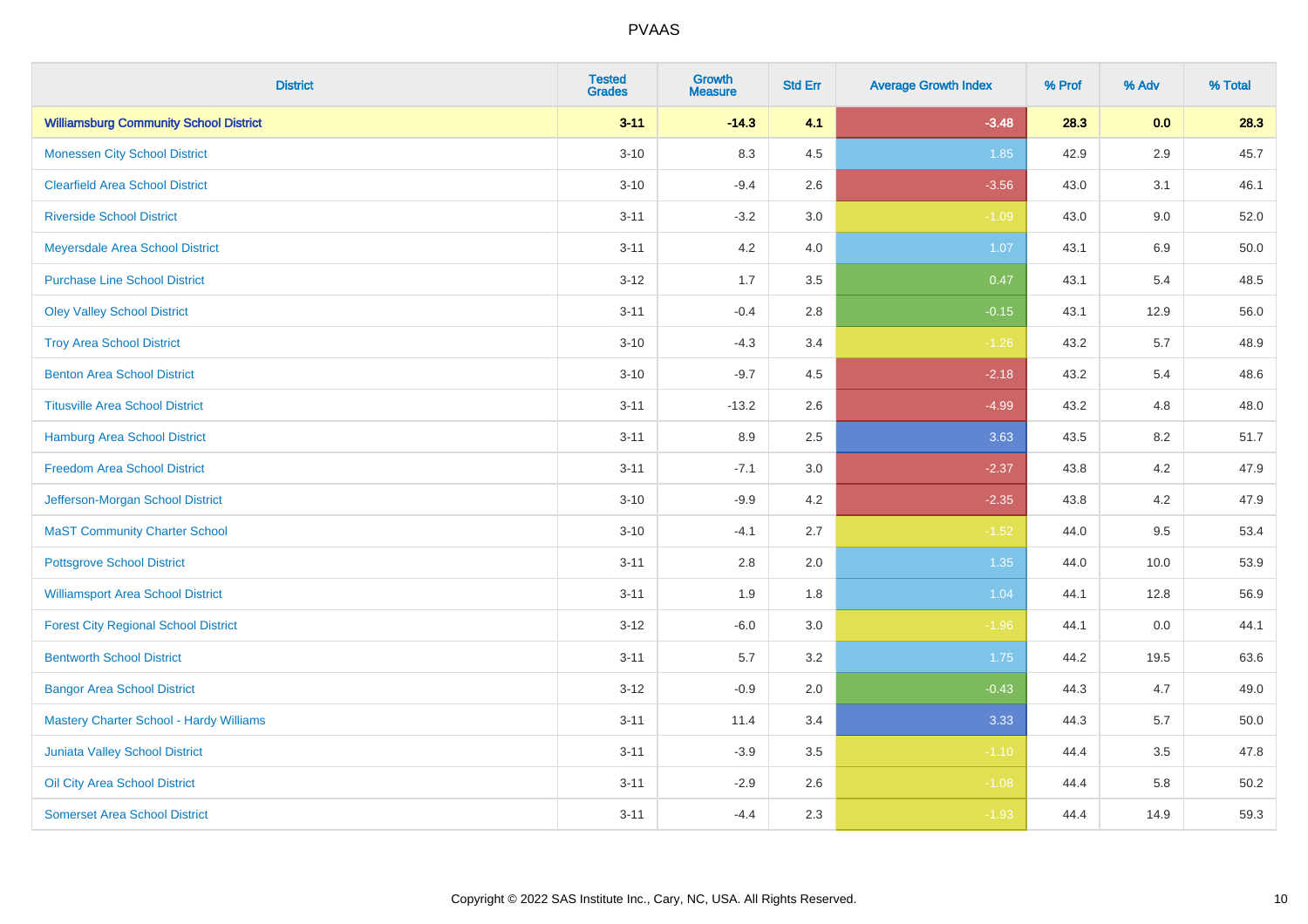# PVAAS

| District | Tested Grades | Growth Measure | Std Err | Average Growth Index | % Prof | % Adv | % Total |
|---|---|---|---|---|---|---|---|
| **Williamsburg Community School District** | **3-11** | **-14.3** | **4.1** | **-3.48** | **28.3** | **0.0** | **28.3** |
| Monessen City School District | 3-10 | 8.3 | 4.5 | 1.85 | 42.9 | 2.9 | 45.7 |
| Clearfield Area School District | 3-10 | -9.4 | 2.6 | -3.56 | 43.0 | 3.1 | 46.1 |
| Riverside School District | 3-11 | -3.2 | 3.0 | -1.09 | 43.0 | 9.0 | 52.0 |
| Meyersdale Area School District | 3-11 | 4.2 | 4.0 | 1.07 | 43.1 | 6.9 | 50.0 |
| Purchase Line School District | 3-12 | 1.7 | 3.5 | 0.47 | 43.1 | 5.4 | 48.5 |
| Oley Valley School District | 3-11 | -0.4 | 2.8 | -0.15 | 43.1 | 12.9 | 56.0 |
| Troy Area School District | 3-10 | -4.3 | 3.4 | -1.26 | 43.2 | 5.7 | 48.9 |
| Benton Area School District | 3-10 | -9.7 | 4.5 | -2.18 | 43.2 | 5.4 | 48.6 |
| Titusville Area School District | 3-11 | -13.2 | 2.6 | -4.99 | 43.2 | 4.8 | 48.0 |
| Hamburg Area School District | 3-11 | 8.9 | 2.5 | 3.63 | 43.5 | 8.2 | 51.7 |
| Freedom Area School District | 3-11 | -7.1 | 3.0 | -2.37 | 43.8 | 4.2 | 47.9 |
| Jefferson-Morgan School District | 3-10 | -9.9 | 4.2 | -2.35 | 43.8 | 4.2 | 47.9 |
| MaST Community Charter School | 3-10 | -4.1 | 2.7 | -1.52 | 44.0 | 9.5 | 53.4 |
| Pottsgrove School District | 3-11 | 2.8 | 2.0 | 1.35 | 44.0 | 10.0 | 53.9 |
| Williamsport Area School District | 3-11 | 1.9 | 1.8 | 1.04 | 44.1 | 12.8 | 56.9 |
| Forest City Regional School District | 3-12 | -6.0 | 3.0 | -1.96 | 44.1 | 0.0 | 44.1 |
| Bentworth School District | 3-11 | 5.7 | 3.2 | 1.75 | 44.2 | 19.5 | 63.6 |
| Bangor Area School District | 3-12 | -0.9 | 2.0 | -0.43 | 44.3 | 4.7 | 49.0 |
| Mastery Charter School - Hardy Williams | 3-11 | 11.4 | 3.4 | 3.33 | 44.3 | 5.7 | 50.0 |
| Juniata Valley School District | 3-11 | -3.9 | 3.5 | -1.10 | 44.4 | 3.5 | 47.8 |
| Oil City Area School District | 3-11 | -2.9 | 2.6 | -1.08 | 44.4 | 5.8 | 50.2 |
| Somerset Area School District | 3-11 | -4.4 | 2.3 | -1.93 | 44.4 | 14.9 | 59.3 |

Copyright © 2022 SAS Institute Inc., Cary, NC, USA. All Rights Reserved.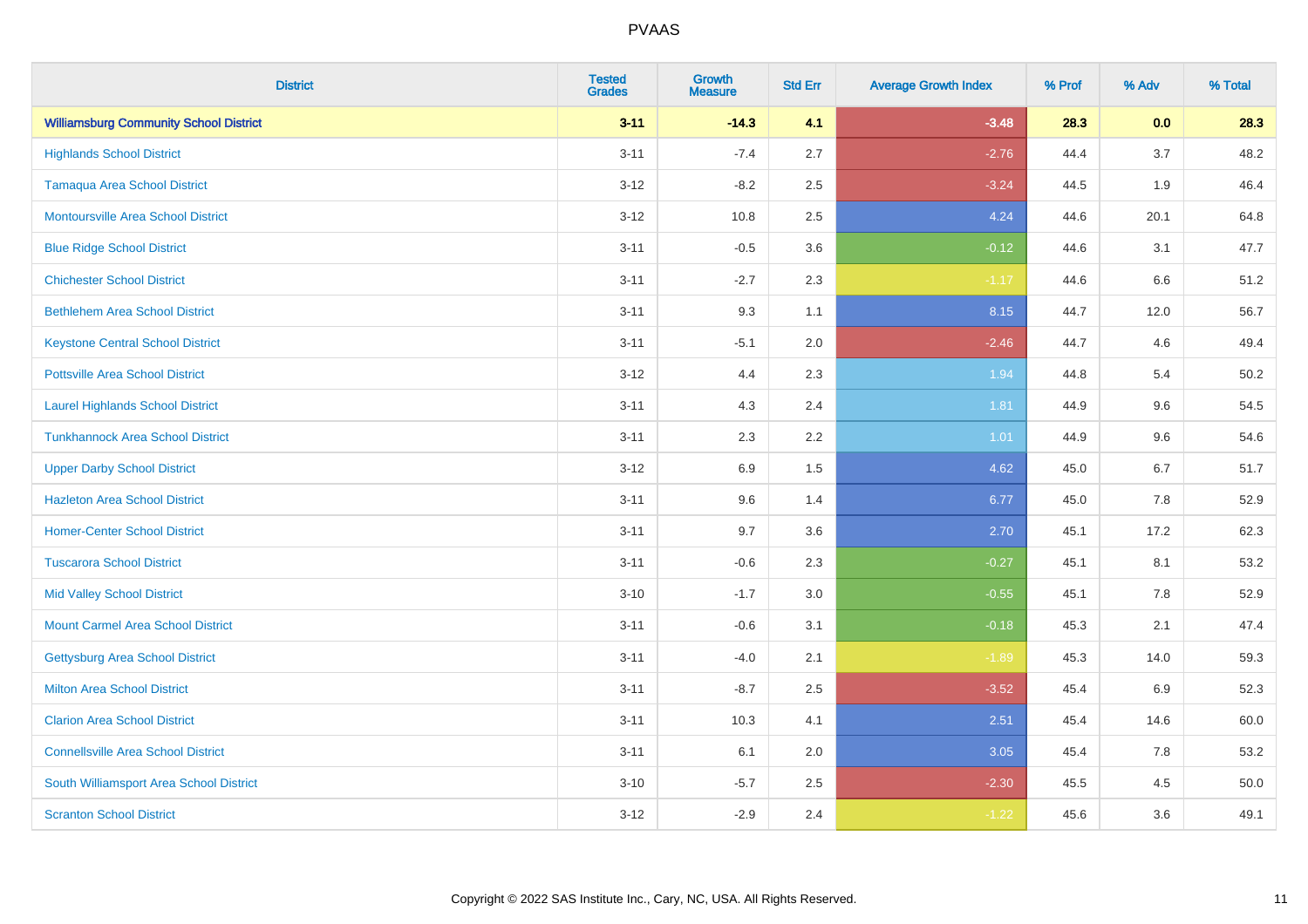# PVAAS

| District | Tested Grades | Growth Measure | Std Err | Average Growth Index | % Prof | % Adv | % Total |
|---|---|---|---|---|---|---|---|
| **Williamsburg Community School District** | **3-11** | **-14.3** | **4.1** | **-3.48** | **28.3** | **0.0** | **28.3** |
| Highlands School District | 3-11 | -7.4 | 2.7 | -2.76 | 44.4 | 3.7 | 48.2 |
| Tamaqua Area School District | 3-12 | -8.2 | 2.5 | -3.24 | 44.5 | 1.9 | 46.4 |
| Montoursville Area School District | 3-12 | 10.8 | 2.5 | 4.24 | 44.6 | 20.1 | 64.8 |
| Blue Ridge School District | 3-11 | -0.5 | 3.6 | -0.12 | 44.6 | 3.1 | 47.7 |
| Chichester School District | 3-11 | -2.7 | 2.3 | -1.17 | 44.6 | 6.6 | 51.2 |
| Bethlehem Area School District | 3-11 | 9.3 | 1.1 | 8.15 | 44.7 | 12.0 | 56.7 |
| Keystone Central School District | 3-11 | -5.1 | 2.0 | -2.46 | 44.7 | 4.6 | 49.4 |
| Pottsville Area School District | 3-12 | 4.4 | 2.3 | 1.94 | 44.8 | 5.4 | 50.2 |
| Laurel Highlands School District | 3-11 | 4.3 | 2.4 | 1.81 | 44.9 | 9.6 | 54.5 |
| Tunkhannock Area School District | 3-11 | 2.3 | 2.2 | 1.01 | 44.9 | 9.6 | 54.6 |
| Upper Darby School District | 3-12 | 6.9 | 1.5 | 4.62 | 45.0 | 6.7 | 51.7 |
| Hazleton Area School District | 3-11 | 9.6 | 1.4 | 6.77 | 45.0 | 7.8 | 52.9 |
| Homer-Center School District | 3-11 | 9.7 | 3.6 | 2.70 | 45.1 | 17.2 | 62.3 |
| Tuscarora School District | 3-11 | -0.6 | 2.3 | -0.27 | 45.1 | 8.1 | 53.2 |
| Mid Valley School District | 3-10 | -1.7 | 3.0 | -0.55 | 45.1 | 7.8 | 52.9 |
| Mount Carmel Area School District | 3-11 | -0.6 | 3.1 | -0.18 | 45.3 | 2.1 | 47.4 |
| Gettysburg Area School District | 3-11 | -4.0 | 2.1 | -1.89 | 45.3 | 14.0 | 59.3 |
| Milton Area School District | 3-11 | -8.7 | 2.5 | -3.52 | 45.4 | 6.9 | 52.3 |
| Clarion Area School District | 3-11 | 10.3 | 4.1 | 2.51 | 45.4 | 14.6 | 60.0 |
| Connellsville Area School District | 3-11 | 6.1 | 2.0 | 3.05 | 45.4 | 7.8 | 53.2 |
| South Williamsport Area School District | 3-10 | -5.7 | 2.5 | -2.30 | 45.5 | 4.5 | 50.0 |
| Scranton School District | 3-12 | -2.9 | 2.4 | -1.22 | 45.6 | 3.6 | 49.1 |

Copyright © 2022 SAS Institute Inc., Cary, NC, USA. All Rights Reserved.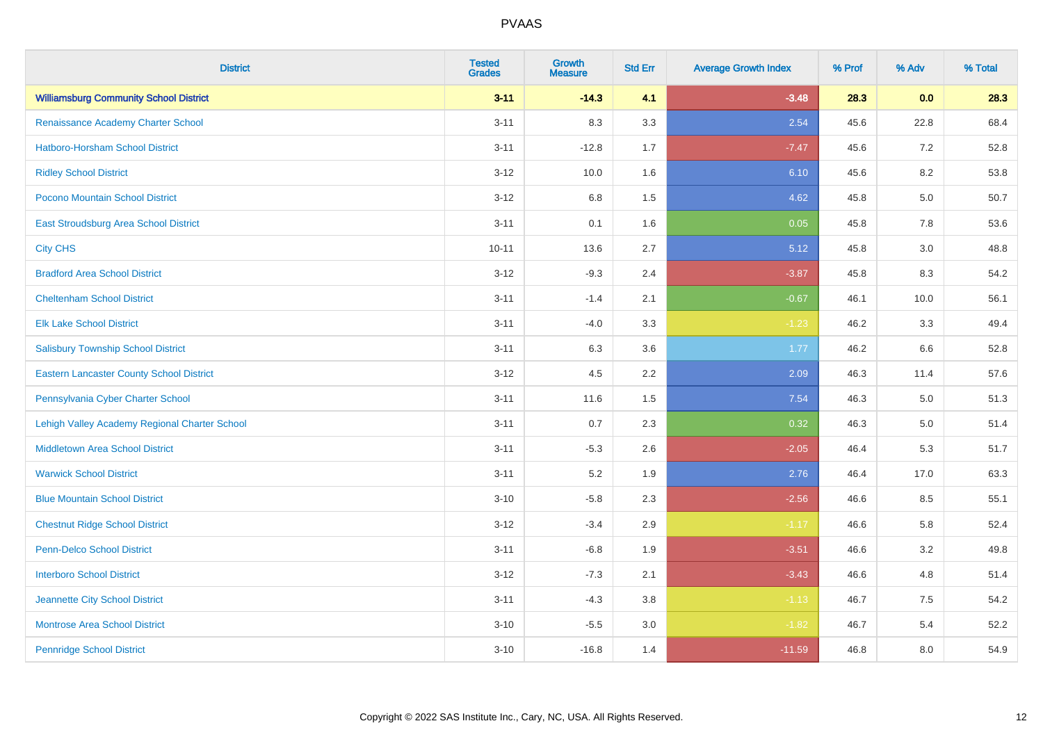# PVAAS

| District | Tested Grades | Growth Measure | Std Err | Average Growth Index | % Prof | % Adv | % Total |
|---|---|---|---|---|---|---|---|
| **Williamsburg Community School District** | **3-11** | **-14.3** | **4.1** | **-3.48** | **28.3** | **0.0** | **28.3** |
| Renaissance Academy Charter School | 3-11 | 8.3 | 3.3 | 2.54 | 45.6 | 22.8 | 68.4 |
| Hatboro-Horsham School District | 3-11 | -12.8 | 1.7 | -7.47 | 45.6 | 7.2 | 52.8 |
| Ridley School District | 3-12 | 10.0 | 1.6 | 6.10 | 45.6 | 8.2 | 53.8 |
| Pocono Mountain School District | 3-12 | 6.8 | 1.5 | 4.62 | 45.8 | 5.0 | 50.7 |
| East Stroudsburg Area School District | 3-11 | 0.1 | 1.6 | 0.05 | 45.8 | 7.8 | 53.6 |
| City CHS | 10-11 | 13.6 | 2.7 | 5.12 | 45.8 | 3.0 | 48.8 |
| Bradford Area School District | 3-12 | -9.3 | 2.4 | -3.87 | 45.8 | 8.3 | 54.2 |
| Cheltenham School District | 3-11 | -1.4 | 2.1 | -0.67 | 46.1 | 10.0 | 56.1 |
| Elk Lake School District | 3-11 | -4.0 | 3.3 | -1.23 | 46.2 | 3.3 | 49.4 |
| Salisbury Township School District | 3-11 | 6.3 | 3.6 | 1.77 | 46.2 | 6.6 | 52.8 |
| Eastern Lancaster County School District | 3-12 | 4.5 | 2.2 | 2.09 | 46.3 | 11.4 | 57.6 |
| Pennsylvania Cyber Charter School | 3-11 | 11.6 | 1.5 | 7.54 | 46.3 | 5.0 | 51.3 |
| Lehigh Valley Academy Regional Charter School | 3-11 | 0.7 | 2.3 | 0.32 | 46.3 | 5.0 | 51.4 |
| Middletown Area School District | 3-11 | -5.3 | 2.6 | -2.05 | 46.4 | 5.3 | 51.7 |
| Warwick School District | 3-11 | 5.2 | 1.9 | 2.76 | 46.4 | 17.0 | 63.3 |
| Blue Mountain School District | 3-10 | -5.8 | 2.3 | -2.56 | 46.6 | 8.5 | 55.1 |
| Chestnut Ridge School District | 3-12 | -3.4 | 2.9 | -1.17 | 46.6 | 5.8 | 52.4 |
| Penn-Delco School District | 3-11 | -6.8 | 1.9 | -3.51 | 46.6 | 3.2 | 49.8 |
| Interboro School District | 3-12 | -7.3 | 2.1 | -3.43 | 46.6 | 4.8 | 51.4 |
| Jeannette City School District | 3-11 | -4.3 | 3.8 | -1.13 | 46.7 | 7.5 | 54.2 |
| Montrose Area School District | 3-10 | -5.5 | 3.0 | -1.82 | 46.7 | 5.4 | 52.2 |
| Pennridge School District | 3-10 | -16.8 | 1.4 | -11.59 | 46.8 | 8.0 | 54.9 |

Copyright © 2022 SAS Institute Inc., Cary, NC, USA. All Rights Reserved.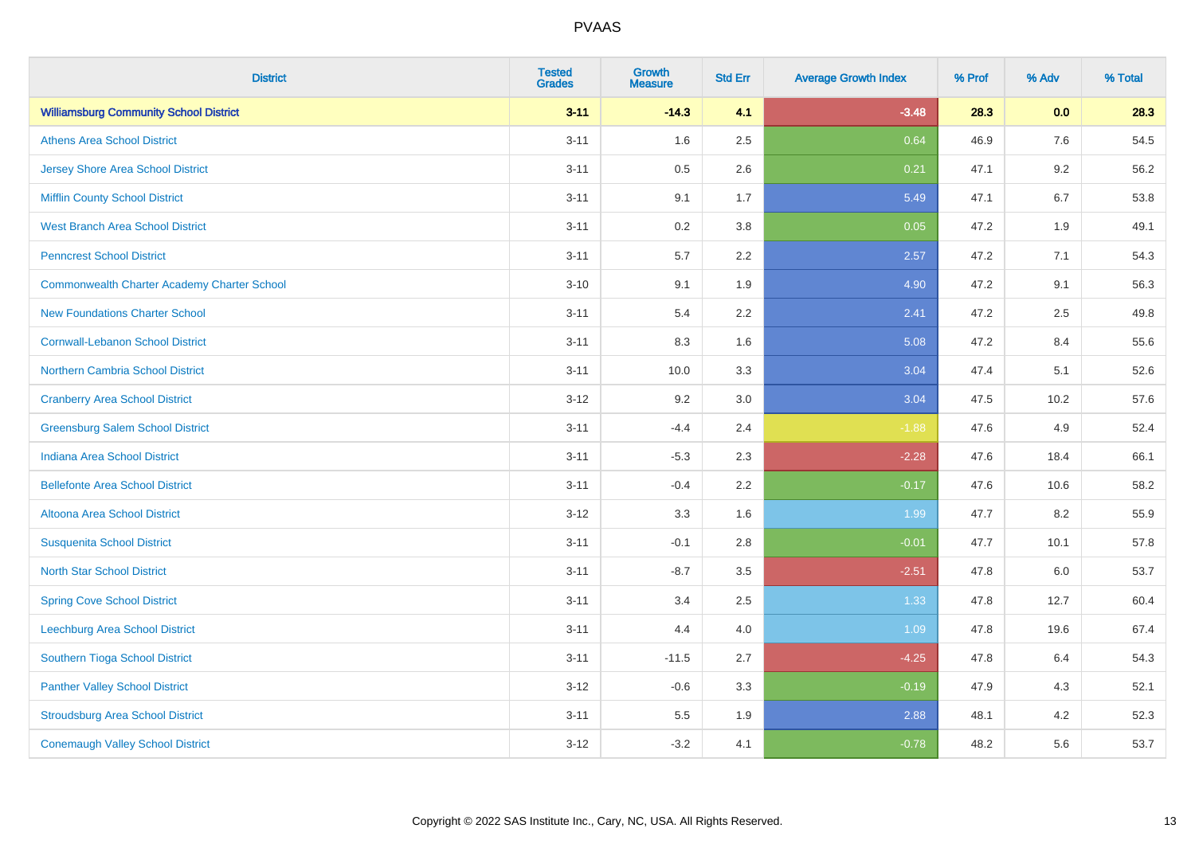# PVAAS

| District | Tested Grades | Growth Measure | Std Err | Average Growth Index | % Prof | % Adv | % Total |
|---|---|---|---|---|---|---|---|
| **Williamsburg Community School District** | **3-11** | **-14.3** | **4.1** | **-3.48** | **28.3** | **0.0** | **28.3** |
| Athens Area School District | 3-11 | 1.6 | 2.5 | 0.64 | 46.9 | 7.6 | 54.5 |
| Jersey Shore Area School District | 3-11 | 0.5 | 2.6 | 0.21 | 47.1 | 9.2 | 56.2 |
| Mifflin County School District | 3-11 | 9.1 | 1.7 | 5.49 | 47.1 | 6.7 | 53.8 |
| West Branch Area School District | 3-11 | 0.2 | 3.8 | 0.05 | 47.2 | 1.9 | 49.1 |
| Penncrest School District | 3-11 | 5.7 | 2.2 | 2.57 | 47.2 | 7.1 | 54.3 |
| Commonwealth Charter Academy Charter School | 3-10 | 9.1 | 1.9 | 4.90 | 47.2 | 9.1 | 56.3 |
| New Foundations Charter School | 3-11 | 5.4 | 2.2 | 2.41 | 47.2 | 2.5 | 49.8 |
| Cornwall-Lebanon School District | 3-11 | 8.3 | 1.6 | 5.08 | 47.2 | 8.4 | 55.6 |
| Northern Cambria School District | 3-11 | 10.0 | 3.3 | 3.04 | 47.4 | 5.1 | 52.6 |
| Cranberry Area School District | 3-12 | 9.2 | 3.0 | 3.04 | 47.5 | 10.2 | 57.6 |
| Greensburg Salem School District | 3-11 | -4.4 | 2.4 | -1.88 | 47.6 | 4.9 | 52.4 |
| Indiana Area School District | 3-11 | -5.3 | 2.3 | -2.28 | 47.6 | 18.4 | 66.1 |
| Bellefonte Area School District | 3-11 | -0.4 | 2.2 | -0.17 | 47.6 | 10.6 | 58.2 |
| Altoona Area School District | 3-12 | 3.3 | 1.6 | 1.99 | 47.7 | 8.2 | 55.9 |
| Susquenita School District | 3-11 | -0.1 | 2.8 | -0.01 | 47.7 | 10.1 | 57.8 |
| North Star School District | 3-11 | -8.7 | 3.5 | -2.51 | 47.8 | 6.0 | 53.7 |
| Spring Cove School District | 3-11 | 3.4 | 2.5 | 1.33 | 47.8 | 12.7 | 60.4 |
| Leechburg Area School District | 3-11 | 4.4 | 4.0 | 1.09 | 47.8 | 19.6 | 67.4 |
| Southern Tioga School District | 3-11 | -11.5 | 2.7 | -4.25 | 47.8 | 6.4 | 54.3 |
| Panther Valley School District | 3-12 | -0.6 | 3.3 | -0.19 | 47.9 | 4.3 | 52.1 |
| Stroudsburg Area School District | 3-11 | 5.5 | 1.9 | 2.88 | 48.1 | 4.2 | 52.3 |
| Conemaugh Valley School District | 3-12 | -3.2 | 4.1 | -0.78 | 48.2 | 5.6 | 53.7 |

Copyright © 2022 SAS Institute Inc., Cary, NC, USA. All Rights Reserved.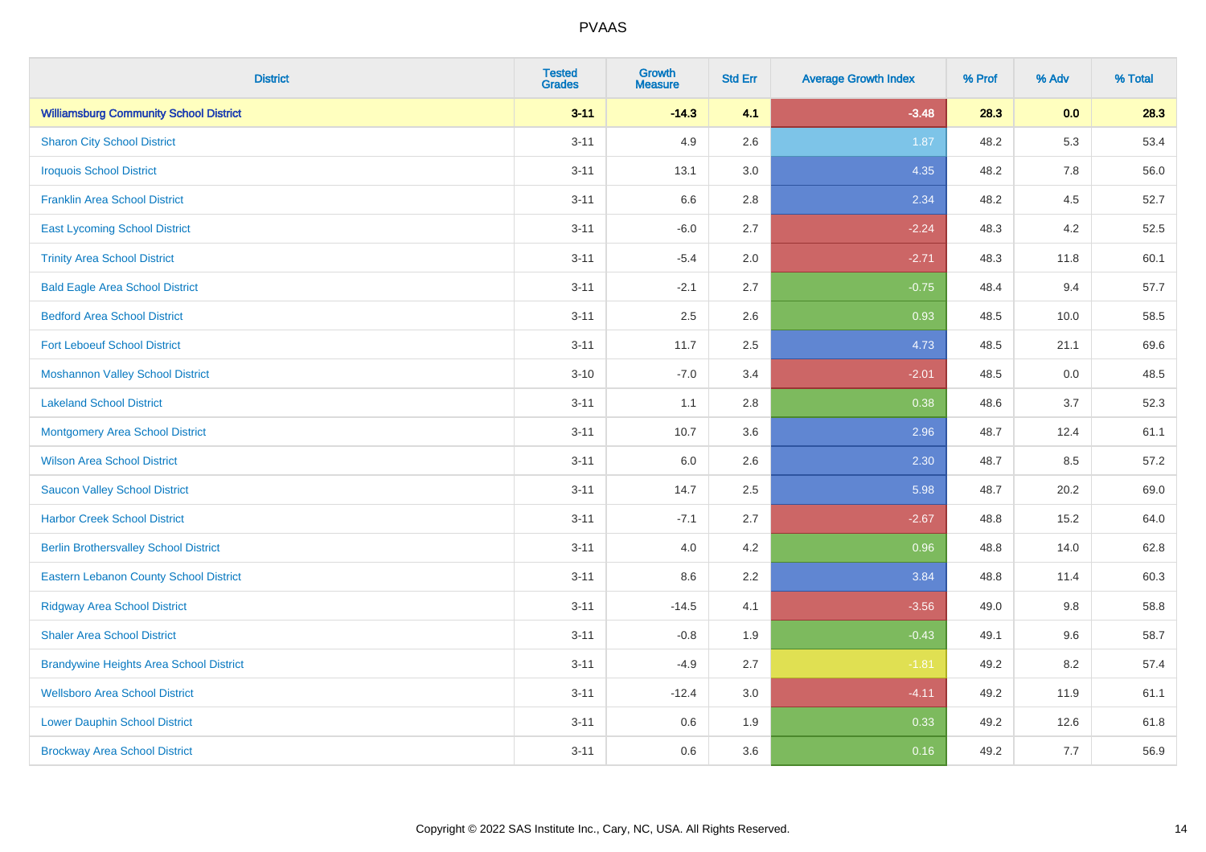# PVAAS

| District | Tested Grades | Growth Measure | Std Err | Average Growth Index | % Prof | % Adv | % Total |
|---|---|---|---|---|---|---|---|
| **Williamsburg Community School District** | **3-11** | **-14.3** | **4.1** | **-3.48** | **28.3** | **0.0** | **28.3** |
| Sharon City School District | 3-11 | 4.9 | 2.6 | 1.87 | 48.2 | 5.3 | 53.4 |
| Iroquois School District | 3-11 | 13.1 | 3.0 | 4.35 | 48.2 | 7.8 | 56.0 |
| Franklin Area School District | 3-11 | 6.6 | 2.8 | 2.34 | 48.2 | 4.5 | 52.7 |
| East Lycoming School District | 3-11 | -6.0 | 2.7 | -2.24 | 48.3 | 4.2 | 52.5 |
| Trinity Area School District | 3-11 | -5.4 | 2.0 | -2.71 | 48.3 | 11.8 | 60.1 |
| Bald Eagle Area School District | 3-11 | -2.1 | 2.7 | -0.75 | 48.4 | 9.4 | 57.7 |
| Bedford Area School District | 3-11 | 2.5 | 2.6 | 0.93 | 48.5 | 10.0 | 58.5 |
| Fort Leboeuf School District | 3-11 | 11.7 | 2.5 | 4.73 | 48.5 | 21.1 | 69.6 |
| Moshannon Valley School District | 3-10 | -7.0 | 3.4 | -2.01 | 48.5 | 0.0 | 48.5 |
| Lakeland School District | 3-11 | 1.1 | 2.8 | 0.38 | 48.6 | 3.7 | 52.3 |
| Montgomery Area School District | 3-11 | 10.7 | 3.6 | 2.96 | 48.7 | 12.4 | 61.1 |
| Wilson Area School District | 3-11 | 6.0 | 2.6 | 2.30 | 48.7 | 8.5 | 57.2 |
| Saucon Valley School District | 3-11 | 14.7 | 2.5 | 5.98 | 48.7 | 20.2 | 69.0 |
| Harbor Creek School District | 3-11 | -7.1 | 2.7 | -2.67 | 48.8 | 15.2 | 64.0 |
| Berlin Brothersvalley School District | 3-11 | 4.0 | 4.2 | 0.96 | 48.8 | 14.0 | 62.8 |
| Eastern Lebanon County School District | 3-11 | 8.6 | 2.2 | 3.84 | 48.8 | 11.4 | 60.3 |
| Ridgway Area School District | 3-11 | -14.5 | 4.1 | -3.56 | 49.0 | 9.8 | 58.8 |
| Shaler Area School District | 3-11 | -0.8 | 1.9 | -0.43 | 49.1 | 9.6 | 58.7 |
| Brandywine Heights Area School District | 3-11 | -4.9 | 2.7 | -1.81 | 49.2 | 8.2 | 57.4 |
| Wellsboro Area School District | 3-11 | -12.4 | 3.0 | -4.11 | 49.2 | 11.9 | 61.1 |
| Lower Dauphin School District | 3-11 | 0.6 | 1.9 | 0.33 | 49.2 | 12.6 | 61.8 |
| Brockway Area School District | 3-11 | 0.6 | 3.6 | 0.16 | 49.2 | 7.7 | 56.9 |

Copyright © 2022 SAS Institute Inc., Cary, NC, USA. All Rights Reserved.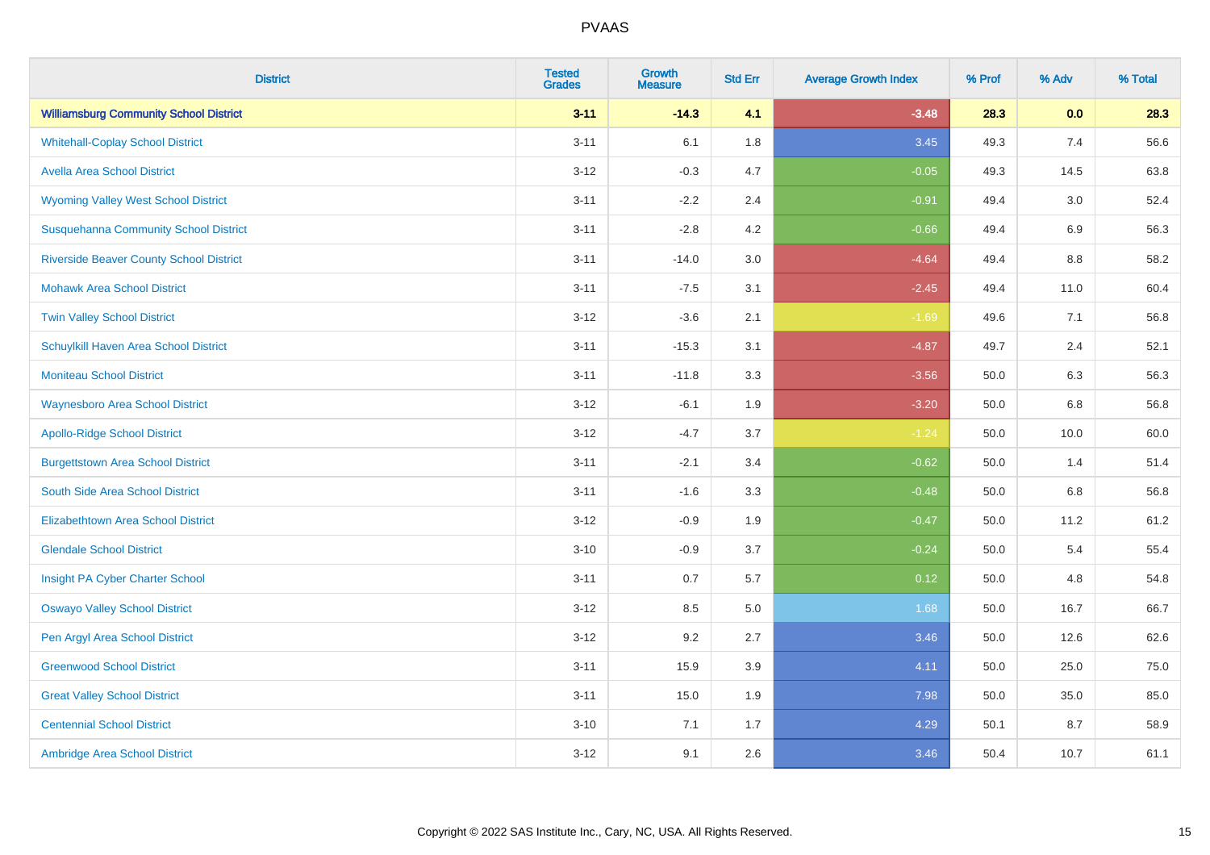# PVAAS

| District | Tested Grades | Growth Measure | Std Err | Average Growth Index | % Prof | % Adv | % Total |
|---|---|---|---|---|---|---|---|
| **Williamsburg Community School District** | **3-11** | **-14.3** | **4.1** | **-3.48** | **28.3** | **0.0** | **28.3** |
| Whitehall-Coplay School District | 3-11 | 6.1 | 1.8 | 3.45 | 49.3 | 7.4 | 56.6 |
| Avella Area School District | 3-12 | -0.3 | 4.7 | -0.05 | 49.3 | 14.5 | 63.8 |
| Wyoming Valley West School District | 3-11 | -2.2 | 2.4 | -0.91 | 49.4 | 3.0 | 52.4 |
| Susquehanna Community School District | 3-11 | -2.8 | 4.2 | -0.66 | 49.4 | 6.9 | 56.3 |
| Riverside Beaver County School District | 3-11 | -14.0 | 3.0 | -4.64 | 49.4 | 8.8 | 58.2 |
| Mohawk Area School District | 3-11 | -7.5 | 3.1 | -2.45 | 49.4 | 11.0 | 60.4 |
| Twin Valley School District | 3-12 | -3.6 | 2.1 | -1.69 | 49.6 | 7.1 | 56.8 |
| Schuylkill Haven Area School District | 3-11 | -15.3 | 3.1 | -4.87 | 49.7 | 2.4 | 52.1 |
| Moniteau School District | 3-11 | -11.8 | 3.3 | -3.56 | 50.0 | 6.3 | 56.3 |
| Waynesboro Area School District | 3-12 | -6.1 | 1.9 | -3.20 | 50.0 | 6.8 | 56.8 |
| Apollo-Ridge School District | 3-12 | -4.7 | 3.7 | -1.24 | 50.0 | 10.0 | 60.0 |
| Burgettstown Area School District | 3-11 | -2.1 | 3.4 | -0.62 | 50.0 | 1.4 | 51.4 |
| South Side Area School District | 3-11 | -1.6 | 3.3 | -0.48 | 50.0 | 6.8 | 56.8 |
| Elizabethtown Area School District | 3-12 | -0.9 | 1.9 | -0.47 | 50.0 | 11.2 | 61.2 |
| Glendale School District | 3-10 | -0.9 | 3.7 | -0.24 | 50.0 | 5.4 | 55.4 |
| Insight PA Cyber Charter School | 3-11 | 0.7 | 5.7 | 0.12 | 50.0 | 4.8 | 54.8 |
| Oswayo Valley School District | 3-12 | 8.5 | 5.0 | 1.68 | 50.0 | 16.7 | 66.7 |
| Pen Argyl Area School District | 3-12 | 9.2 | 2.7 | 3.46 | 50.0 | 12.6 | 62.6 |
| Greenwood School District | 3-11 | 15.9 | 3.9 | 4.11 | 50.0 | 25.0 | 75.0 |
| Great Valley School District | 3-11 | 15.0 | 1.9 | 7.98 | 50.0 | 35.0 | 85.0 |
| Centennial School District | 3-10 | 7.1 | 1.7 | 4.29 | 50.1 | 8.7 | 58.9 |
| Ambridge Area School District | 3-12 | 9.1 | 2.6 | 3.46 | 50.4 | 10.7 | 61.1 |

Copyright © 2022 SAS Institute Inc., Cary, NC, USA. All Rights Reserved.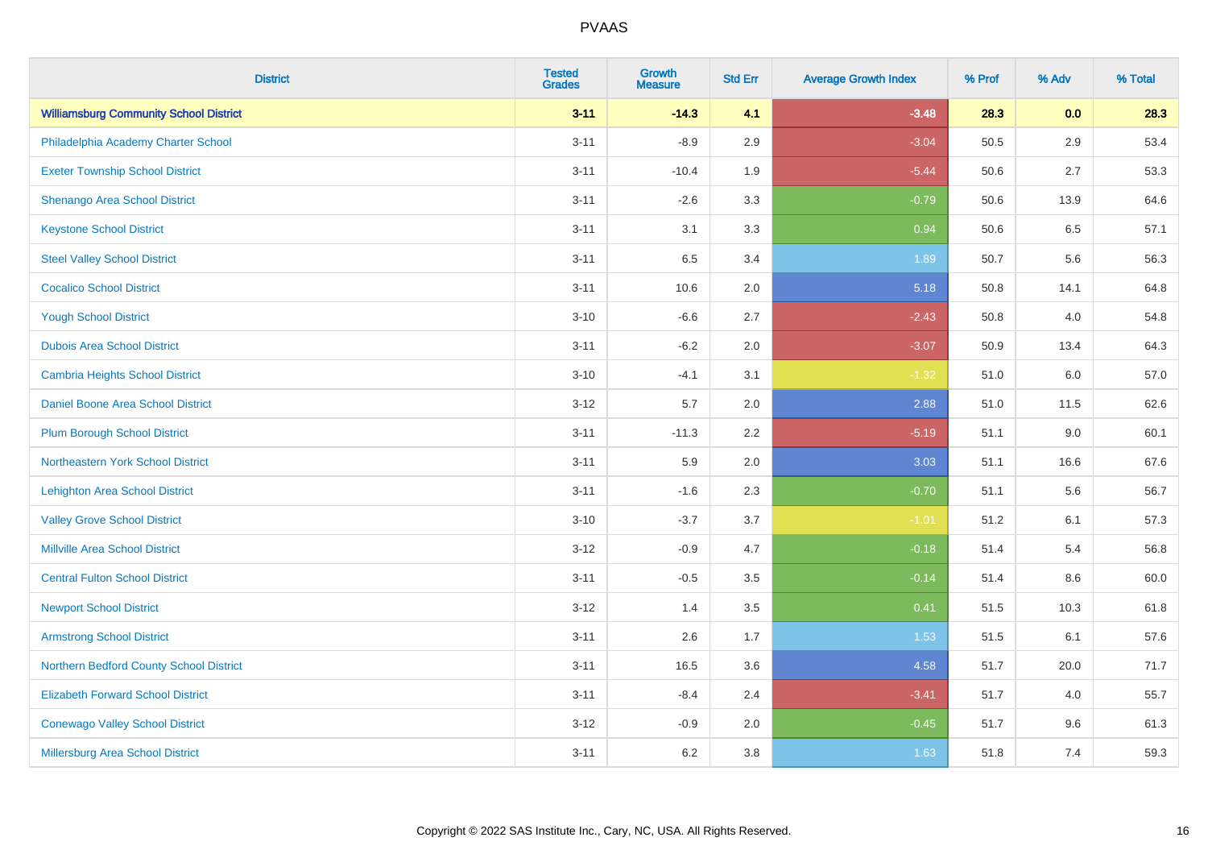# PVAAS

| District | Tested Grades | Growth Measure | Std Err | Average Growth Index | % Prof | % Adv | % Total |
|---|---|---|---|---|---|---|---|
| **Williamsburg Community School District** | **3-11** | **-14.3** | **4.1** | **-3.48** | **28.3** | **0.0** | **28.3** |
| Philadelphia Academy Charter School | 3-11 | -8.9 | 2.9 | -3.04 | 50.5 | 2.9 | 53.4 |
| Exeter Township School District | 3-11 | -10.4 | 1.9 | -5.44 | 50.6 | 2.7 | 53.3 |
| Shenango Area School District | 3-11 | -2.6 | 3.3 | -0.79 | 50.6 | 13.9 | 64.6 |
| Keystone School District | 3-11 | 3.1 | 3.3 | 0.94 | 50.6 | 6.5 | 57.1 |
| Steel Valley School District | 3-11 | 6.5 | 3.4 | 1.89 | 50.7 | 5.6 | 56.3 |
| Cocalico School District | 3-11 | 10.6 | 2.0 | 5.18 | 50.8 | 14.1 | 64.8 |
| Yough School District | 3-10 | -6.6 | 2.7 | -2.43 | 50.8 | 4.0 | 54.8 |
| Dubois Area School District | 3-11 | -6.2 | 2.0 | -3.07 | 50.9 | 13.4 | 64.3 |
| Cambria Heights School District | 3-10 | -4.1 | 3.1 | -1.32 | 51.0 | 6.0 | 57.0 |
| Daniel Boone Area School District | 3-12 | 5.7 | 2.0 | 2.88 | 51.0 | 11.5 | 62.6 |
| Plum Borough School District | 3-11 | -11.3 | 2.2 | -5.19 | 51.1 | 9.0 | 60.1 |
| Northeastern York School District | 3-11 | 5.9 | 2.0 | 3.03 | 51.1 | 16.6 | 67.6 |
| Lehighton Area School District | 3-11 | -1.6 | 2.3 | -0.70 | 51.1 | 5.6 | 56.7 |
| Valley Grove School District | 3-10 | -3.7 | 3.7 | -1.01 | 51.2 | 6.1 | 57.3 |
| Millville Area School District | 3-12 | -0.9 | 4.7 | -0.18 | 51.4 | 5.4 | 56.8 |
| Central Fulton School District | 3-11 | -0.5 | 3.5 | -0.14 | 51.4 | 8.6 | 60.0 |
| Newport School District | 3-12 | 1.4 | 3.5 | 0.41 | 51.5 | 10.3 | 61.8 |
| Armstrong School District | 3-11 | 2.6 | 1.7 | 1.53 | 51.5 | 6.1 | 57.6 |
| Northern Bedford County School District | 3-11 | 16.5 | 3.6 | 4.58 | 51.7 | 20.0 | 71.7 |
| Elizabeth Forward School District | 3-11 | -8.4 | 2.4 | -3.41 | 51.7 | 4.0 | 55.7 |
| Conewago Valley School District | 3-12 | -0.9 | 2.0 | -0.45 | 51.7 | 9.6 | 61.3 |
| Millersburg Area School District | 3-11 | 6.2 | 3.8 | 1.63 | 51.8 | 7.4 | 59.3 |

Copyright © 2022 SAS Institute Inc., Cary, NC, USA. All Rights Reserved.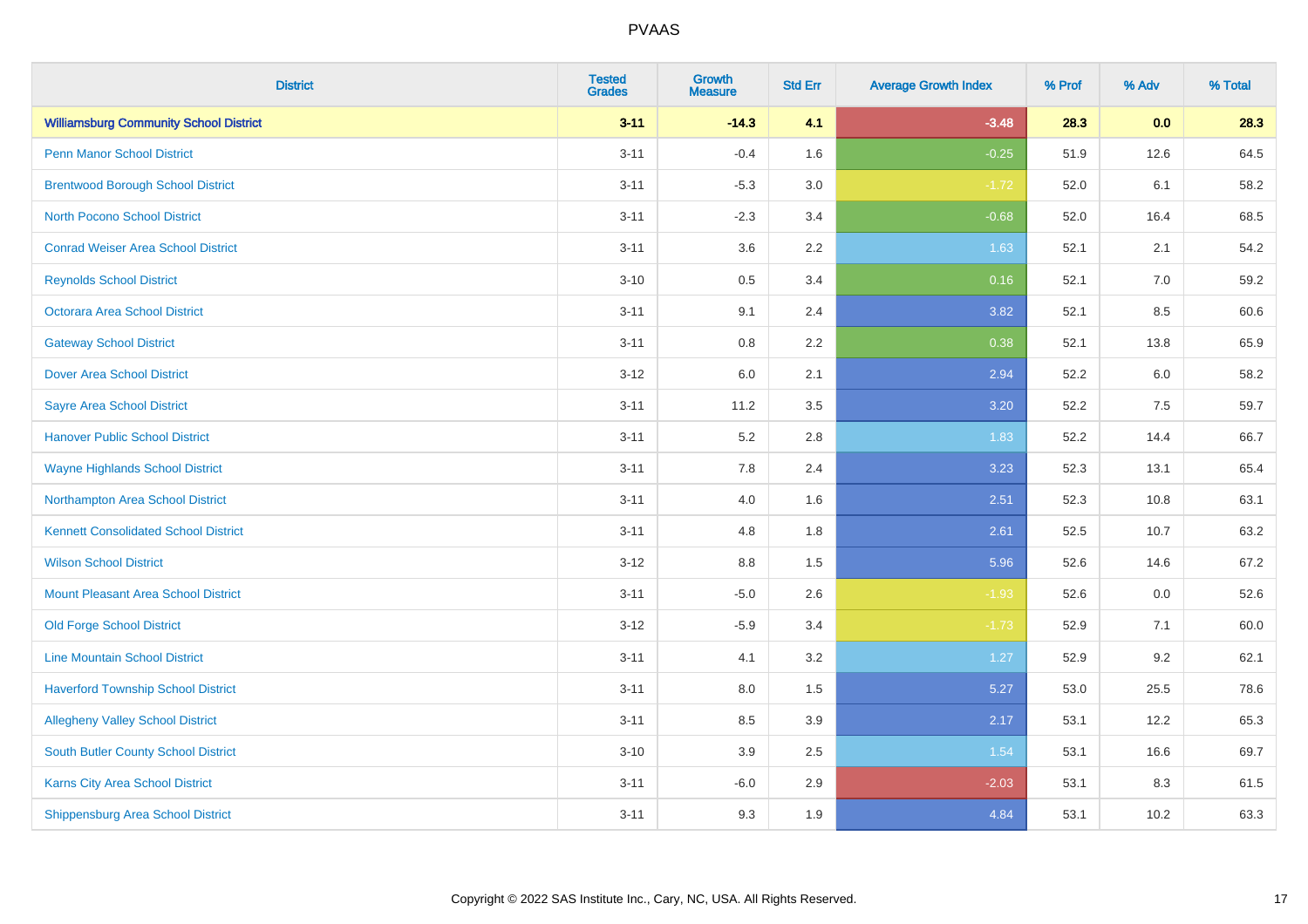# PVAAS

| District | Tested Grades | Growth Measure | Std Err | Average Growth Index | % Prof | % Adv | % Total |
|---|---|---|---|---|---|---|---|
| **Williamsburg Community School District** | **3-11** | **-14.3** | **4.1** | **-3.48** | **28.3** | **0.0** | **28.3** |
| Penn Manor School District | 3-11 | -0.4 | 1.6 | -0.25 | 51.9 | 12.6 | 64.5 |
| Brentwood Borough School District | 3-11 | -5.3 | 3.0 | -1.72 | 52.0 | 6.1 | 58.2 |
| North Pocono School District | 3-11 | -2.3 | 3.4 | -0.68 | 52.0 | 16.4 | 68.5 |
| Conrad Weiser Area School District | 3-11 | 3.6 | 2.2 | 1.63 | 52.1 | 2.1 | 54.2 |
| Reynolds School District | 3-10 | 0.5 | 3.4 | 0.16 | 52.1 | 7.0 | 59.2 |
| Octorara Area School District | 3-11 | 9.1 | 2.4 | 3.82 | 52.1 | 8.5 | 60.6 |
| Gateway School District | 3-11 | 0.8 | 2.2 | 0.38 | 52.1 | 13.8 | 65.9 |
| Dover Area School District | 3-12 | 6.0 | 2.1 | 2.94 | 52.2 | 6.0 | 58.2 |
| Sayre Area School District | 3-11 | 11.2 | 3.5 | 3.20 | 52.2 | 7.5 | 59.7 |
| Hanover Public School District | 3-11 | 5.2 | 2.8 | 1.83 | 52.2 | 14.4 | 66.7 |
| Wayne Highlands School District | 3-11 | 7.8 | 2.4 | 3.23 | 52.3 | 13.1 | 65.4 |
| Northampton Area School District | 3-11 | 4.0 | 1.6 | 2.51 | 52.3 | 10.8 | 63.1 |
| Kennett Consolidated School District | 3-11 | 4.8 | 1.8 | 2.61 | 52.5 | 10.7 | 63.2 |
| Wilson School District | 3-12 | 8.8 | 1.5 | 5.96 | 52.6 | 14.6 | 67.2 |
| Mount Pleasant Area School District | 3-11 | -5.0 | 2.6 | -1.93 | 52.6 | 0.0 | 52.6 |
| Old Forge School District | 3-12 | -5.9 | 3.4 | -1.73 | 52.9 | 7.1 | 60.0 |
| Line Mountain School District | 3-11 | 4.1 | 3.2 | 1.27 | 52.9 | 9.2 | 62.1 |
| Haverford Township School District | 3-11 | 8.0 | 1.5 | 5.27 | 53.0 | 25.5 | 78.6 |
| Allegheny Valley School District | 3-11 | 8.5 | 3.9 | 2.17 | 53.1 | 12.2 | 65.3 |
| South Butler County School District | 3-10 | 3.9 | 2.5 | 1.54 | 53.1 | 16.6 | 69.7 |
| Karns City Area School District | 3-11 | -6.0 | 2.9 | -2.03 | 53.1 | 8.3 | 61.5 |
| Shippensburg Area School District | 3-11 | 9.3 | 1.9 | 4.84 | 53.1 | 10.2 | 63.3 |

Copyright © 2022 SAS Institute Inc., Cary, NC, USA. All Rights Reserved.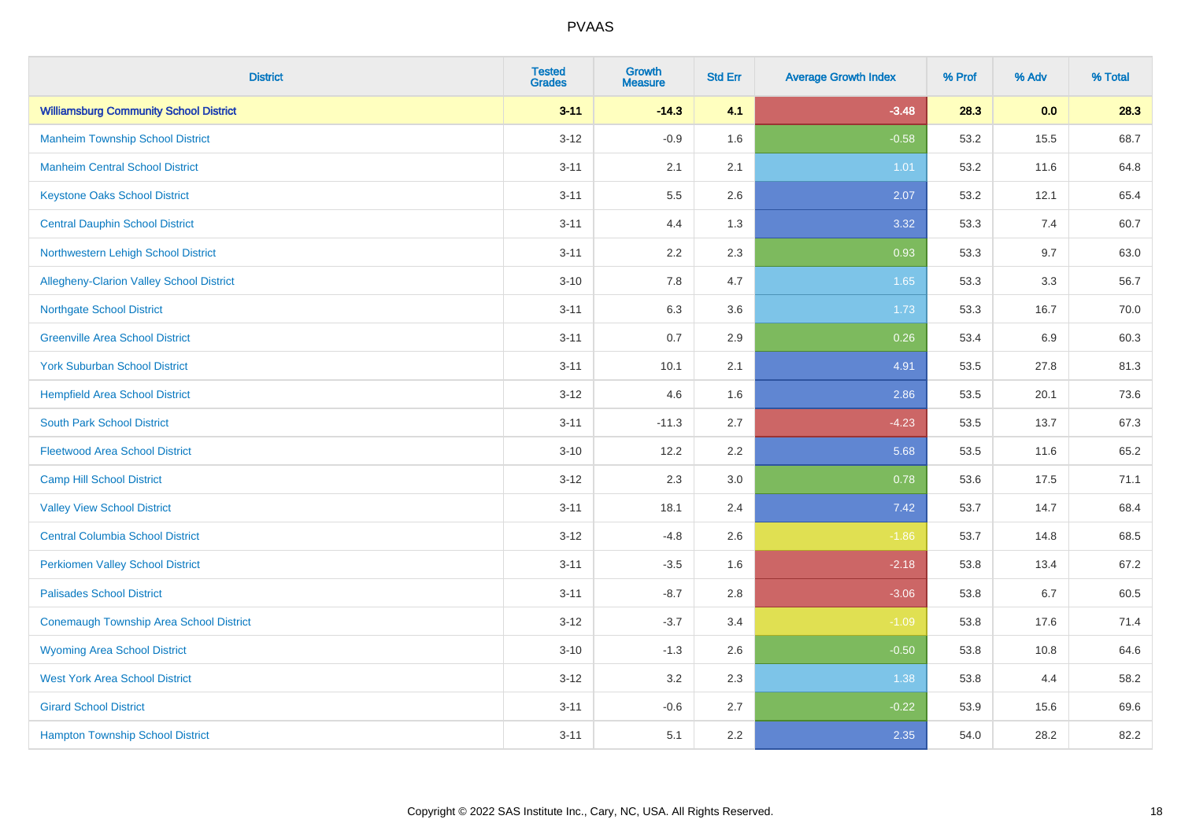| District | Tested Grades | Growth Measure | Std Err | Average Growth Index | % Prof | % Adv | % Total |
|---|---|---|---|---|---|---|---|
| **Williamsburg Community School District** | **3-11** | **-14.3** | **4.1** | **-3.48** | **28.3** | **0.0** | **28.3** |
| Manheim Township School District | 3-12 | -0.9 | 1.6 | -0.58 | 53.2 | 15.5 | 68.7 |
| Manheim Central School District | 3-11 | 2.1 | 2.1 | 1.01 | 53.2 | 11.6 | 64.8 |
| Keystone Oaks School District | 3-11 | 5.5 | 2.6 | 2.07 | 53.2 | 12.1 | 65.4 |
| Central Dauphin School District | 3-11 | 4.4 | 1.3 | 3.32 | 53.3 | 7.4 | 60.7 |
| Northwestern Lehigh School District | 3-11 | 2.2 | 2.3 | 0.93 | 53.3 | 9.7 | 63.0 |
| Allegheny-Clarion Valley School District | 3-10 | 7.8 | 4.7 | 1.65 | 53.3 | 3.3 | 56.7 |
| Northgate School District | 3-11 | 6.3 | 3.6 | 1.73 | 53.3 | 16.7 | 70.0 |
| Greenville Area School District | 3-11 | 0.7 | 2.9 | 0.26 | 53.4 | 6.9 | 60.3 |
| York Suburban School District | 3-11 | 10.1 | 2.1 | 4.91 | 53.5 | 27.8 | 81.3 |
| Hempfield Area School District | 3-12 | 4.6 | 1.6 | 2.86 | 53.5 | 20.1 | 73.6 |
| South Park School District | 3-11 | -11.3 | 2.7 | -4.23 | 53.5 | 13.7 | 67.3 |
| Fleetwood Area School District | 3-10 | 12.2 | 2.2 | 5.68 | 53.5 | 11.6 | 65.2 |
| Camp Hill School District | 3-12 | 2.3 | 3.0 | 0.78 | 53.6 | 17.5 | 71.1 |
| Valley View School District | 3-11 | 18.1 | 2.4 | 7.42 | 53.7 | 14.7 | 68.4 |
| Central Columbia School District | 3-12 | -4.8 | 2.6 | -1.86 | 53.7 | 14.8 | 68.5 |
| Perkiomen Valley School District | 3-11 | -3.5 | 1.6 | -2.18 | 53.8 | 13.4 | 67.2 |
| Palisades School District | 3-11 | -8.7 | 2.8 | -3.06 | 53.8 | 6.7 | 60.5 |
| Conemaugh Township Area School District | 3-12 | -3.7 | 3.4 | -1.09 | 53.8 | 17.6 | 71.4 |
| Wyoming Area School District | 3-10 | -1.3 | 2.6 | -0.50 | 53.8 | 10.8 | 64.6 |
| West York Area School District | 3-12 | 3.2 | 2.3 | 1.38 | 53.8 | 4.4 | 58.2 |
| Girard School District | 3-11 | -0.6 | 2.7 | -0.22 | 53.9 | 15.6 | 69.6 |
| Hampton Township School District | 3-11 | 5.1 | 2.2 | 2.35 | 54.0 | 28.2 | 82.2 |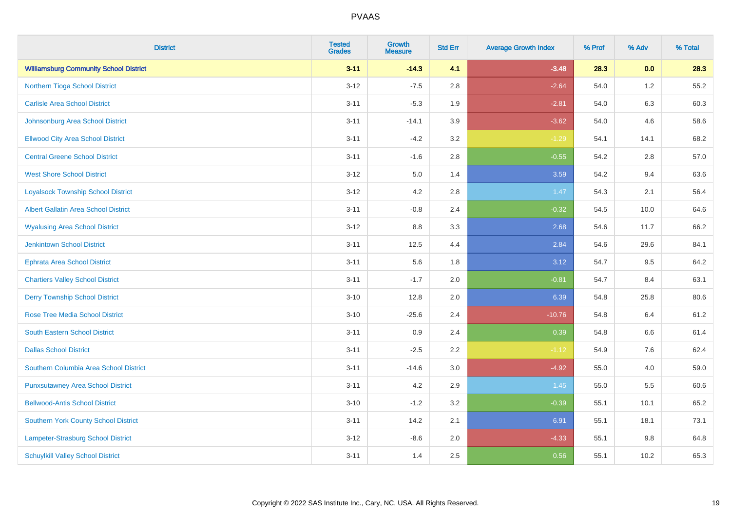# PVAAS

| District | Tested Grades | Growth Measure | Std Err | Average Growth Index | % Prof | % Adv | % Total |
|---|---|---|---|---|---|---|---|
| **Williamsburg Community School District** | **3-11** | **-14.3** | **4.1** | **-3.48** | **28.3** | **0.0** | **28.3** |
| Northern Tioga School District | 3-12 | -7.5 | 2.8 | -2.64 | 54.0 | 1.2 | 55.2 |
| Carlisle Area School District | 3-11 | -5.3 | 1.9 | -2.81 | 54.0 | 6.3 | 60.3 |
| Johnsonburg Area School District | 3-11 | -14.1 | 3.9 | -3.62 | 54.0 | 4.6 | 58.6 |
| Ellwood City Area School District | 3-11 | -4.2 | 3.2 | -1.29 | 54.1 | 14.1 | 68.2 |
| Central Greene School District | 3-11 | -1.6 | 2.8 | -0.55 | 54.2 | 2.8 | 57.0 |
| West Shore School District | 3-12 | 5.0 | 1.4 | 3.59 | 54.2 | 9.4 | 63.6 |
| Loyalsock Township School District | 3-12 | 4.2 | 2.8 | 1.47 | 54.3 | 2.1 | 56.4 |
| Albert Gallatin Area School District | 3-11 | -0.8 | 2.4 | -0.32 | 54.5 | 10.0 | 64.6 |
| Wyalusing Area School District | 3-12 | 8.8 | 3.3 | 2.68 | 54.6 | 11.7 | 66.2 |
| Jenkintown School District | 3-11 | 12.5 | 4.4 | 2.84 | 54.6 | 29.6 | 84.1 |
| Ephrata Area School District | 3-11 | 5.6 | 1.8 | 3.12 | 54.7 | 9.5 | 64.2 |
| Chartiers Valley School District | 3-11 | -1.7 | 2.0 | -0.81 | 54.7 | 8.4 | 63.1 |
| Derry Township School District | 3-10 | 12.8 | 2.0 | 6.39 | 54.8 | 25.8 | 80.6 |
| Rose Tree Media School District | 3-10 | -25.6 | 2.4 | -10.76 | 54.8 | 6.4 | 61.2 |
| South Eastern School District | 3-11 | 0.9 | 2.4 | 0.39 | 54.8 | 6.6 | 61.4 |
| Dallas School District | 3-11 | -2.5 | 2.2 | -1.12 | 54.9 | 7.6 | 62.4 |
| Southern Columbia Area School District | 3-11 | -14.6 | 3.0 | -4.92 | 55.0 | 4.0 | 59.0 |
| Punxsutawney Area School District | 3-11 | 4.2 | 2.9 | 1.45 | 55.0 | 5.5 | 60.6 |
| Bellwood-Antis School District | 3-10 | -1.2 | 3.2 | -0.39 | 55.1 | 10.1 | 65.2 |
| Southern York County School District | 3-11 | 14.2 | 2.1 | 6.91 | 55.1 | 18.1 | 73.1 |
| Lampeter-Strasburg School District | 3-12 | -8.6 | 2.0 | -4.33 | 55.1 | 9.8 | 64.8 |
| Schuylkill Valley School District | 3-11 | 1.4 | 2.5 | 0.56 | 55.1 | 10.2 | 65.3 |

Copyright © 2022 SAS Institute Inc., Cary, NC, USA. All Rights Reserved.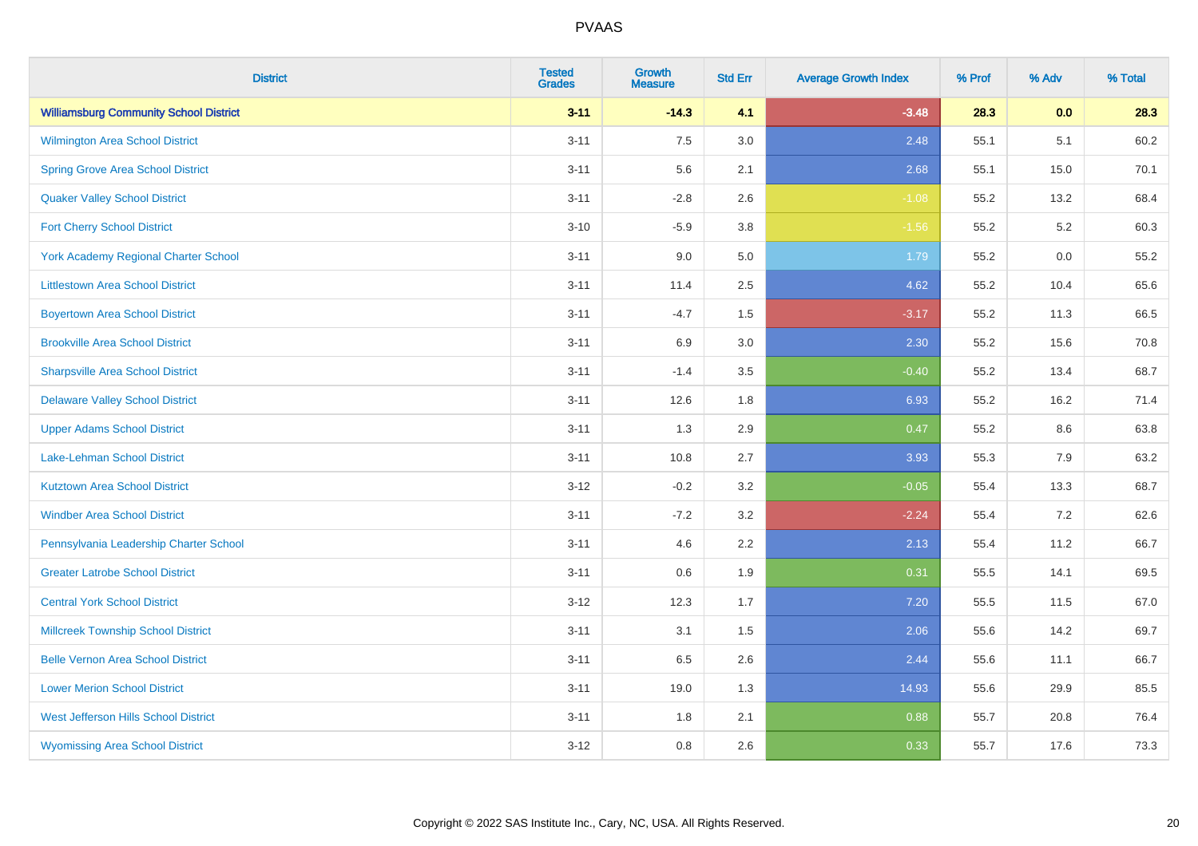| District | Tested Grades | Growth Measure | Std Err | Average Growth Index | % Prof | % Adv | % Total |
|---|---|---|---|---|---|---|---|
| **Williamsburg Community School District** | **3-11** | **-14.3** | **4.1** | **-3.48** | **28.3** | **0.0** | **28.3** |
| Wilmington Area School District | 3-11 | 7.5 | 3.0 | 2.48 | 55.1 | 5.1 | 60.2 |
| Spring Grove Area School District | 3-11 | 5.6 | 2.1 | 2.68 | 55.1 | 15.0 | 70.1 |
| Quaker Valley School District | 3-11 | -2.8 | 2.6 | -1.08 | 55.2 | 13.2 | 68.4 |
| Fort Cherry School District | 3-10 | -5.9 | 3.8 | -1.56 | 55.2 | 5.2 | 60.3 |
| York Academy Regional Charter School | 3-11 | 9.0 | 5.0 | 1.79 | 55.2 | 0.0 | 55.2 |
| Littlestown Area School District | 3-11 | 11.4 | 2.5 | 4.62 | 55.2 | 10.4 | 65.6 |
| Boyertown Area School District | 3-11 | -4.7 | 1.5 | -3.17 | 55.2 | 11.3 | 66.5 |
| Brookville Area School District | 3-11 | 6.9 | 3.0 | 2.30 | 55.2 | 15.6 | 70.8 |
| Sharpsville Area School District | 3-11 | -1.4 | 3.5 | -0.40 | 55.2 | 13.4 | 68.7 |
| Delaware Valley School District | 3-11 | 12.6 | 1.8 | 6.93 | 55.2 | 16.2 | 71.4 |
| Upper Adams School District | 3-11 | 1.3 | 2.9 | 0.47 | 55.2 | 8.6 | 63.8 |
| Lake-Lehman School District | 3-11 | 10.8 | 2.7 | 3.93 | 55.3 | 7.9 | 63.2 |
| Kutztown Area School District | 3-12 | -0.2 | 3.2 | -0.05 | 55.4 | 13.3 | 68.7 |
| Windber Area School District | 3-11 | -7.2 | 3.2 | -2.24 | 55.4 | 7.2 | 62.6 |
| Pennsylvania Leadership Charter School | 3-11 | 4.6 | 2.2 | 2.13 | 55.4 | 11.2 | 66.7 |
| Greater Latrobe School District | 3-11 | 0.6 | 1.9 | 0.31 | 55.5 | 14.1 | 69.5 |
| Central York School District | 3-12 | 12.3 | 1.7 | 7.20 | 55.5 | 11.5 | 67.0 |
| Millcreek Township School District | 3-11 | 3.1 | 1.5 | 2.06 | 55.6 | 14.2 | 69.7 |
| Belle Vernon Area School District | 3-11 | 6.5 | 2.6 | 2.44 | 55.6 | 11.1 | 66.7 |
| Lower Merion School District | 3-11 | 19.0 | 1.3 | 14.93 | 55.6 | 29.9 | 85.5 |
| West Jefferson Hills School District | 3-11 | 1.8 | 2.1 | 0.88 | 55.7 | 20.8 | 76.4 |
| Wyomissing Area School District | 3-12 | 0.8 | 2.6 | 0.33 | 55.7 | 17.6 | 73.3 |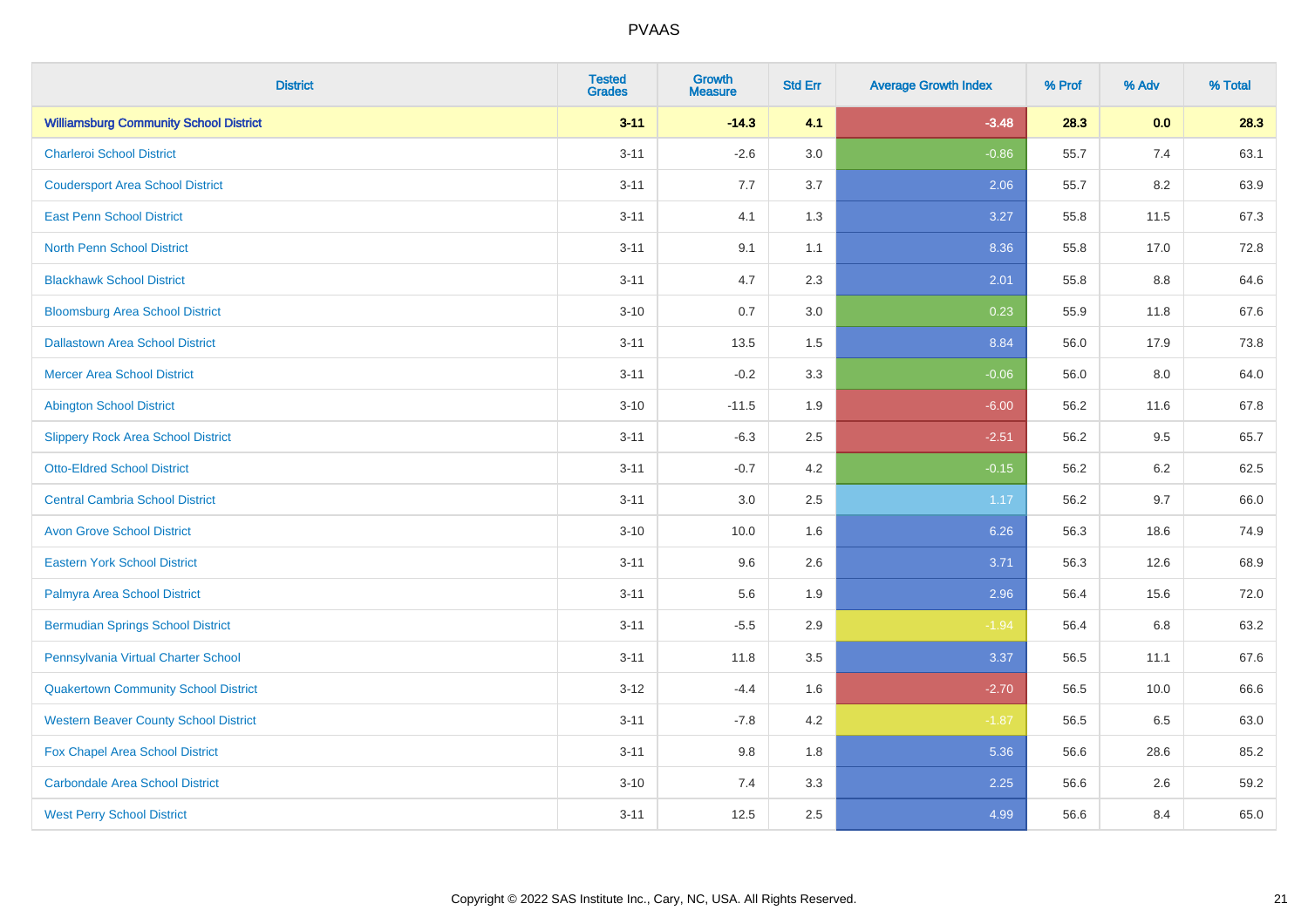| District | Tested Grades | Growth Measure | Std Err | Average Growth Index | % Prof | % Adv | % Total |
|---|---|---|---|---|---|---|---|
| **Williamsburg Community School District** | **3-11** | **-14.3** | **4.1** | **-3.48** | **28.3** | **0.0** | **28.3** |
| Charleroi School District | 3-11 | -2.6 | 3.0 | -0.86 | 55.7 | 7.4 | 63.1 |
| Coudersport Area School District | 3-11 | 7.7 | 3.7 | 2.06 | 55.7 | 8.2 | 63.9 |
| East Penn School District | 3-11 | 4.1 | 1.3 | 3.27 | 55.8 | 11.5 | 67.3 |
| North Penn School District | 3-11 | 9.1 | 1.1 | 8.36 | 55.8 | 17.0 | 72.8 |
| Blackhawk School District | 3-11 | 4.7 | 2.3 | 2.01 | 55.8 | 8.8 | 64.6 |
| Bloomsburg Area School District | 3-10 | 0.7 | 3.0 | 0.23 | 55.9 | 11.8 | 67.6 |
| Dallastown Area School District | 3-11 | 13.5 | 1.5 | 8.84 | 56.0 | 17.9 | 73.8 |
| Mercer Area School District | 3-11 | -0.2 | 3.3 | -0.06 | 56.0 | 8.0 | 64.0 |
| Abington School District | 3-10 | -11.5 | 1.9 | -6.00 | 56.2 | 11.6 | 67.8 |
| Slippery Rock Area School District | 3-11 | -6.3 | 2.5 | -2.51 | 56.2 | 9.5 | 65.7 |
| Otto-Eldred School District | 3-11 | -0.7 | 4.2 | -0.15 | 56.2 | 6.2 | 62.5 |
| Central Cambria School District | 3-11 | 3.0 | 2.5 | 1.17 | 56.2 | 9.7 | 66.0 |
| Avon Grove School District | 3-10 | 10.0 | 1.6 | 6.26 | 56.3 | 18.6 | 74.9 |
| Eastern York School District | 3-11 | 9.6 | 2.6 | 3.71 | 56.3 | 12.6 | 68.9 |
| Palmyra Area School District | 3-11 | 5.6 | 1.9 | 2.96 | 56.4 | 15.6 | 72.0 |
| Bermudian Springs School District | 3-11 | -5.5 | 2.9 | -1.94 | 56.4 | 6.8 | 63.2 |
| Pennsylvania Virtual Charter School | 3-11 | 11.8 | 3.5 | 3.37 | 56.5 | 11.1 | 67.6 |
| Quakertown Community School District | 3-12 | -4.4 | 1.6 | -2.70 | 56.5 | 10.0 | 66.6 |
| Western Beaver County School District | 3-11 | -7.8 | 4.2 | -1.87 | 56.5 | 6.5 | 63.0 |
| Fox Chapel Area School District | 3-11 | 9.8 | 1.8 | 5.36 | 56.6 | 28.6 | 85.2 |
| Carbondale Area School District | 3-10 | 7.4 | 3.3 | 2.25 | 56.6 | 2.6 | 59.2 |
| West Perry School District | 3-11 | 12.5 | 2.5 | 4.99 | 56.6 | 8.4 | 65.0 |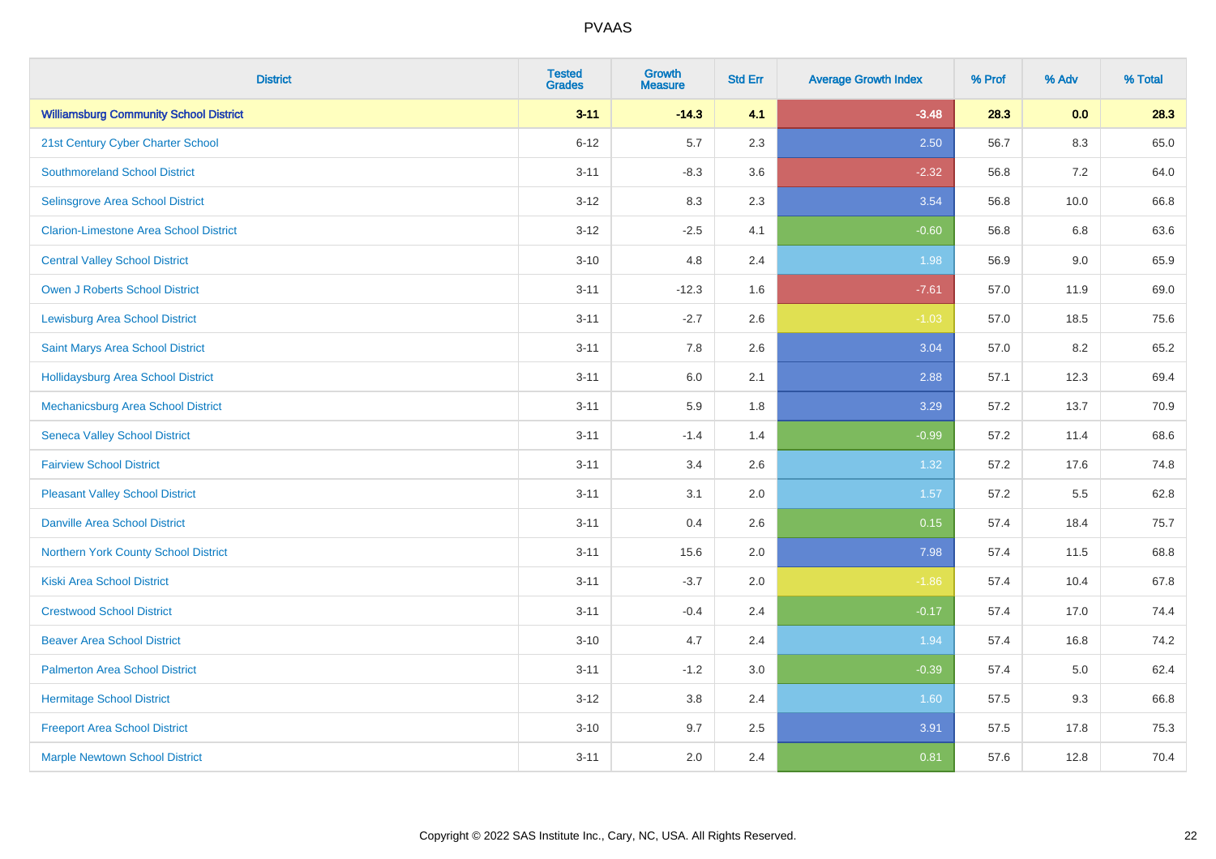| District | Tested Grades | Growth Measure | Std Err | Average Growth Index | % Prof | % Adv | % Total |
|---|---|---|---|---|---|---|---|
| **Williamsburg Community School District** | **3-11** | **-14.3** | **4.1** | **-3.48** | **28.3** | **0.0** | **28.3** |
| 21st Century Cyber Charter School | 6-12 | 5.7 | 2.3 | 2.50 | 56.7 | 8.3 | 65.0 |
| Southmoreland School District | 3-11 | -8.3 | 3.6 | -2.32 | 56.8 | 7.2 | 64.0 |
| Selinsgrove Area School District | 3-12 | 8.3 | 2.3 | 3.54 | 56.8 | 10.0 | 66.8 |
| Clarion-Limestone Area School District | 3-12 | -2.5 | 4.1 | -0.60 | 56.8 | 6.8 | 63.6 |
| Central Valley School District | 3-10 | 4.8 | 2.4 | 1.98 | 56.9 | 9.0 | 65.9 |
| Owen J Roberts School District | 3-11 | -12.3 | 1.6 | -7.61 | 57.0 | 11.9 | 69.0 |
| Lewisburg Area School District | 3-11 | -2.7 | 2.6 | -1.03 | 57.0 | 18.5 | 75.6 |
| Saint Marys Area School District | 3-11 | 7.8 | 2.6 | 3.04 | 57.0 | 8.2 | 65.2 |
| Hollidaysburg Area School District | 3-11 | 6.0 | 2.1 | 2.88 | 57.1 | 12.3 | 69.4 |
| Mechanicsburg Area School District | 3-11 | 5.9 | 1.8 | 3.29 | 57.2 | 13.7 | 70.9 |
| Seneca Valley School District | 3-11 | -1.4 | 1.4 | -0.99 | 57.2 | 11.4 | 68.6 |
| Fairview School District | 3-11 | 3.4 | 2.6 | 1.32 | 57.2 | 17.6 | 74.8 |
| Pleasant Valley School District | 3-11 | 3.1 | 2.0 | 1.57 | 57.2 | 5.5 | 62.8 |
| Danville Area School District | 3-11 | 0.4 | 2.6 | 0.15 | 57.4 | 18.4 | 75.7 |
| Northern York County School District | 3-11 | 15.6 | 2.0 | 7.98 | 57.4 | 11.5 | 68.8 |
| Kiski Area School District | 3-11 | -3.7 | 2.0 | -1.86 | 57.4 | 10.4 | 67.8 |
| Crestwood School District | 3-11 | -0.4 | 2.4 | -0.17 | 57.4 | 17.0 | 74.4 |
| Beaver Area School District | 3-10 | 4.7 | 2.4 | 1.94 | 57.4 | 16.8 | 74.2 |
| Palmerton Area School District | 3-11 | -1.2 | 3.0 | -0.39 | 57.4 | 5.0 | 62.4 |
| Hermitage School District | 3-12 | 3.8 | 2.4 | 1.60 | 57.5 | 9.3 | 66.8 |
| Freeport Area School District | 3-10 | 9.7 | 2.5 | 3.91 | 57.5 | 17.8 | 75.3 |
| Marple Newtown School District | 3-11 | 2.0 | 2.4 | 0.81 | 57.6 | 12.8 | 70.4 |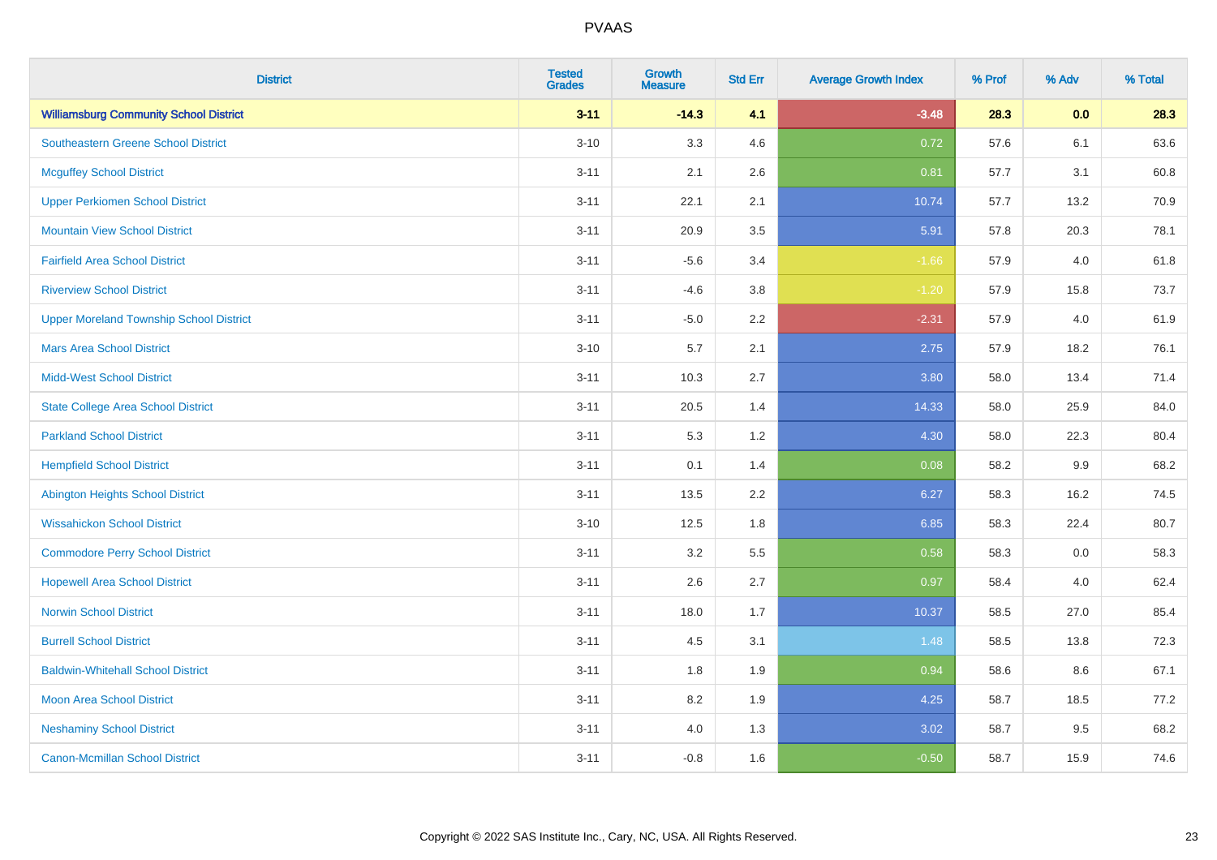# PVAAS

| District | Tested Grades | Growth Measure | Std Err | Average Growth Index | % Prof | % Adv | % Total |
|---|---|---|---|---|---|---|---|
| **Williamsburg Community School District** | **3-11** | **-14.3** | **4.1** | **-3.48** | **28.3** | **0.0** | **28.3** |
| Southeastern Greene School District | 3-10 | 3.3 | 4.6 | 0.72 | 57.6 | 6.1 | 63.6 |
| Mcguffey School District | 3-11 | 2.1 | 2.6 | 0.81 | 57.7 | 3.1 | 60.8 |
| Upper Perkiomen School District | 3-11 | 22.1 | 2.1 | 10.74 | 57.7 | 13.2 | 70.9 |
| Mountain View School District | 3-11 | 20.9 | 3.5 | 5.91 | 57.8 | 20.3 | 78.1 |
| Fairfield Area School District | 3-11 | -5.6 | 3.4 | -1.66 | 57.9 | 4.0 | 61.8 |
| Riverview School District | 3-11 | -4.6 | 3.8 | -1.20 | 57.9 | 15.8 | 73.7 |
| Upper Moreland Township School District | 3-11 | -5.0 | 2.2 | -2.31 | 57.9 | 4.0 | 61.9 |
| Mars Area School District | 3-10 | 5.7 | 2.1 | 2.75 | 57.9 | 18.2 | 76.1 |
| Midd-West School District | 3-11 | 10.3 | 2.7 | 3.80 | 58.0 | 13.4 | 71.4 |
| State College Area School District | 3-11 | 20.5 | 1.4 | 14.33 | 58.0 | 25.9 | 84.0 |
| Parkland School District | 3-11 | 5.3 | 1.2 | 4.30 | 58.0 | 22.3 | 80.4 |
| Hempfield School District | 3-11 | 0.1 | 1.4 | 0.08 | 58.2 | 9.9 | 68.2 |
| Abington Heights School District | 3-11 | 13.5 | 2.2 | 6.27 | 58.3 | 16.2 | 74.5 |
| Wissahickon School District | 3-10 | 12.5 | 1.8 | 6.85 | 58.3 | 22.4 | 80.7 |
| Commodore Perry School District | 3-11 | 3.2 | 5.5 | 0.58 | 58.3 | 0.0 | 58.3 |
| Hopewell Area School District | 3-11 | 2.6 | 2.7 | 0.97 | 58.4 | 4.0 | 62.4 |
| Norwin School District | 3-11 | 18.0 | 1.7 | 10.37 | 58.5 | 27.0 | 85.4 |
| Burrell School District | 3-11 | 4.5 | 3.1 | 1.48 | 58.5 | 13.8 | 72.3 |
| Baldwin-Whitehall School District | 3-11 | 1.8 | 1.9 | 0.94 | 58.6 | 8.6 | 67.1 |
| Moon Area School District | 3-11 | 8.2 | 1.9 | 4.25 | 58.7 | 18.5 | 77.2 |
| Neshaminy School District | 3-11 | 4.0 | 1.3 | 3.02 | 58.7 | 9.5 | 68.2 |
| Canon-Mcmillan School District | 3-11 | -0.8 | 1.6 | -0.50 | 58.7 | 15.9 | 74.6 |

Copyright © 2022 SAS Institute Inc., Cary, NC, USA. All Rights Reserved.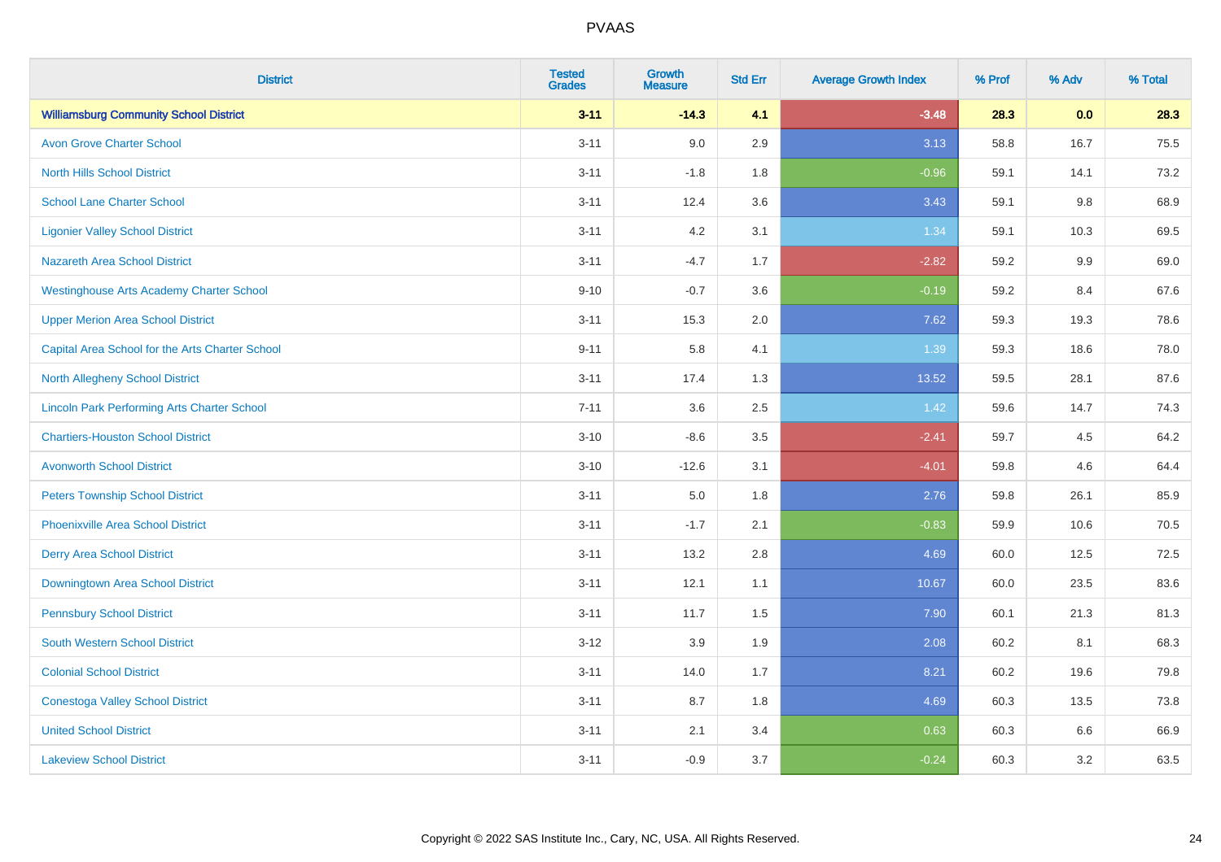| District | Tested Grades | Growth Measure | Std Err | Average Growth Index | % Prof | % Adv | % Total |
|---|---|---|---|---|---|---|---|
| **Williamsburg Community School District** | **3-11** | **-14.3** | **4.1** | **-3.48** | **28.3** | **0.0** | **28.3** |
| Avon Grove Charter School | 3-11 | 9.0 | 2.9 | 3.13 | 58.8 | 16.7 | 75.5 |
| North Hills School District | 3-11 | -1.8 | 1.8 | -0.96 | 59.1 | 14.1 | 73.2 |
| School Lane Charter School | 3-11 | 12.4 | 3.6 | 3.43 | 59.1 | 9.8 | 68.9 |
| Ligonier Valley School District | 3-11 | 4.2 | 3.1 | 1.34 | 59.1 | 10.3 | 69.5 |
| Nazareth Area School District | 3-11 | -4.7 | 1.7 | -2.82 | 59.2 | 9.9 | 69.0 |
| Westinghouse Arts Academy Charter School | 9-10 | -0.7 | 3.6 | -0.19 | 59.2 | 8.4 | 67.6 |
| Upper Merion Area School District | 3-11 | 15.3 | 2.0 | 7.62 | 59.3 | 19.3 | 78.6 |
| Capital Area School for the Arts Charter School | 9-11 | 5.8 | 4.1 | 1.39 | 59.3 | 18.6 | 78.0 |
| North Allegheny School District | 3-11 | 17.4 | 1.3 | 13.52 | 59.5 | 28.1 | 87.6 |
| Lincoln Park Performing Arts Charter School | 7-11 | 3.6 | 2.5 | 1.42 | 59.6 | 14.7 | 74.3 |
| Chartiers-Houston School District | 3-10 | -8.6 | 3.5 | -2.41 | 59.7 | 4.5 | 64.2 |
| Avonworth School District | 3-10 | -12.6 | 3.1 | -4.01 | 59.8 | 4.6 | 64.4 |
| Peters Township School District | 3-11 | 5.0 | 1.8 | 2.76 | 59.8 | 26.1 | 85.9 |
| Phoenixville Area School District | 3-11 | -1.7 | 2.1 | -0.83 | 59.9 | 10.6 | 70.5 |
| Derry Area School District | 3-11 | 13.2 | 2.8 | 4.69 | 60.0 | 12.5 | 72.5 |
| Downingtown Area School District | 3-11 | 12.1 | 1.1 | 10.67 | 60.0 | 23.5 | 83.6 |
| Pennsbury School District | 3-11 | 11.7 | 1.5 | 7.90 | 60.1 | 21.3 | 81.3 |
| South Western School District | 3-12 | 3.9 | 1.9 | 2.08 | 60.2 | 8.1 | 68.3 |
| Colonial School District | 3-11 | 14.0 | 1.7 | 8.21 | 60.2 | 19.6 | 79.8 |
| Conestoga Valley School District | 3-11 | 8.7 | 1.8 | 4.69 | 60.3 | 13.5 | 73.8 |
| United School District | 3-11 | 2.1 | 3.4 | 0.63 | 60.3 | 6.6 | 66.9 |
| Lakeview School District | 3-11 | -0.9 | 3.7 | -0.24 | 60.3 | 3.2 | 63.5 |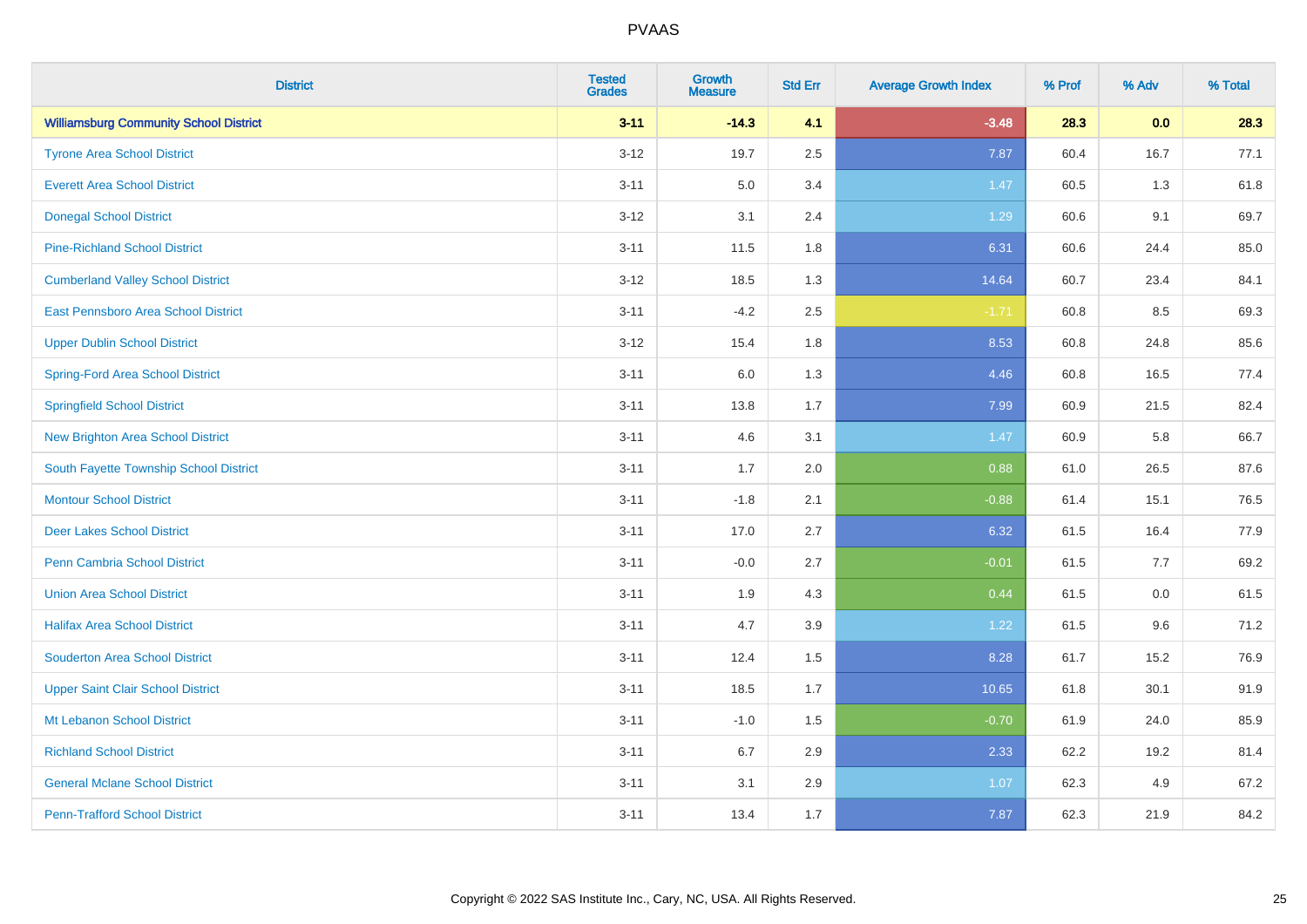# PVAAS

| District | Tested Grades | Growth Measure | Std Err | Average Growth Index | % Prof | % Adv | % Total |
|---|---|---|---|---|---|---|---|
| **Williamsburg Community School District** | **3-11** | **-14.3** | **4.1** | **-3.48** | **28.3** | **0.0** | **28.3** |
| Tyrone Area School District | 3-12 | 19.7 | 2.5 | 7.87 | 60.4 | 16.7 | 77.1 |
| Everett Area School District | 3-11 | 5.0 | 3.4 | 1.47 | 60.5 | 1.3 | 61.8 |
| Donegal School District | 3-12 | 3.1 | 2.4 | 1.29 | 60.6 | 9.1 | 69.7 |
| Pine-Richland School District | 3-11 | 11.5 | 1.8 | 6.31 | 60.6 | 24.4 | 85.0 |
| Cumberland Valley School District | 3-12 | 18.5 | 1.3 | 14.64 | 60.7 | 23.4 | 84.1 |
| East Pennsboro Area School District | 3-11 | -4.2 | 2.5 | -1.71 | 60.8 | 8.5 | 69.3 |
| Upper Dublin School District | 3-12 | 15.4 | 1.8 | 8.53 | 60.8 | 24.8 | 85.6 |
| Spring-Ford Area School District | 3-11 | 6.0 | 1.3 | 4.46 | 60.8 | 16.5 | 77.4 |
| Springfield School District | 3-11 | 13.8 | 1.7 | 7.99 | 60.9 | 21.5 | 82.4 |
| New Brighton Area School District | 3-11 | 4.6 | 3.1 | 1.47 | 60.9 | 5.8 | 66.7 |
| South Fayette Township School District | 3-11 | 1.7 | 2.0 | 0.88 | 61.0 | 26.5 | 87.6 |
| Montour School District | 3-11 | -1.8 | 2.1 | -0.88 | 61.4 | 15.1 | 76.5 |
| Deer Lakes School District | 3-11 | 17.0 | 2.7 | 6.32 | 61.5 | 16.4 | 77.9 |
| Penn Cambria School District | 3-11 | -0.0 | 2.7 | -0.01 | 61.5 | 7.7 | 69.2 |
| Union Area School District | 3-11 | 1.9 | 4.3 | 0.44 | 61.5 | 0.0 | 61.5 |
| Halifax Area School District | 3-11 | 4.7 | 3.9 | 1.22 | 61.5 | 9.6 | 71.2 |
| Souderton Area School District | 3-11 | 12.4 | 1.5 | 8.28 | 61.7 | 15.2 | 76.9 |
| Upper Saint Clair School District | 3-11 | 18.5 | 1.7 | 10.65 | 61.8 | 30.1 | 91.9 |
| Mt Lebanon School District | 3-11 | -1.0 | 1.5 | -0.70 | 61.9 | 24.0 | 85.9 |
| Richland School District | 3-11 | 6.7 | 2.9 | 2.33 | 62.2 | 19.2 | 81.4 |
| General Mclane School District | 3-11 | 3.1 | 2.9 | 1.07 | 62.3 | 4.9 | 67.2 |
| Penn-Trafford School District | 3-11 | 13.4 | 1.7 | 7.87 | 62.3 | 21.9 | 84.2 |

Copyright © 2022 SAS Institute Inc., Cary, NC, USA. All Rights Reserved.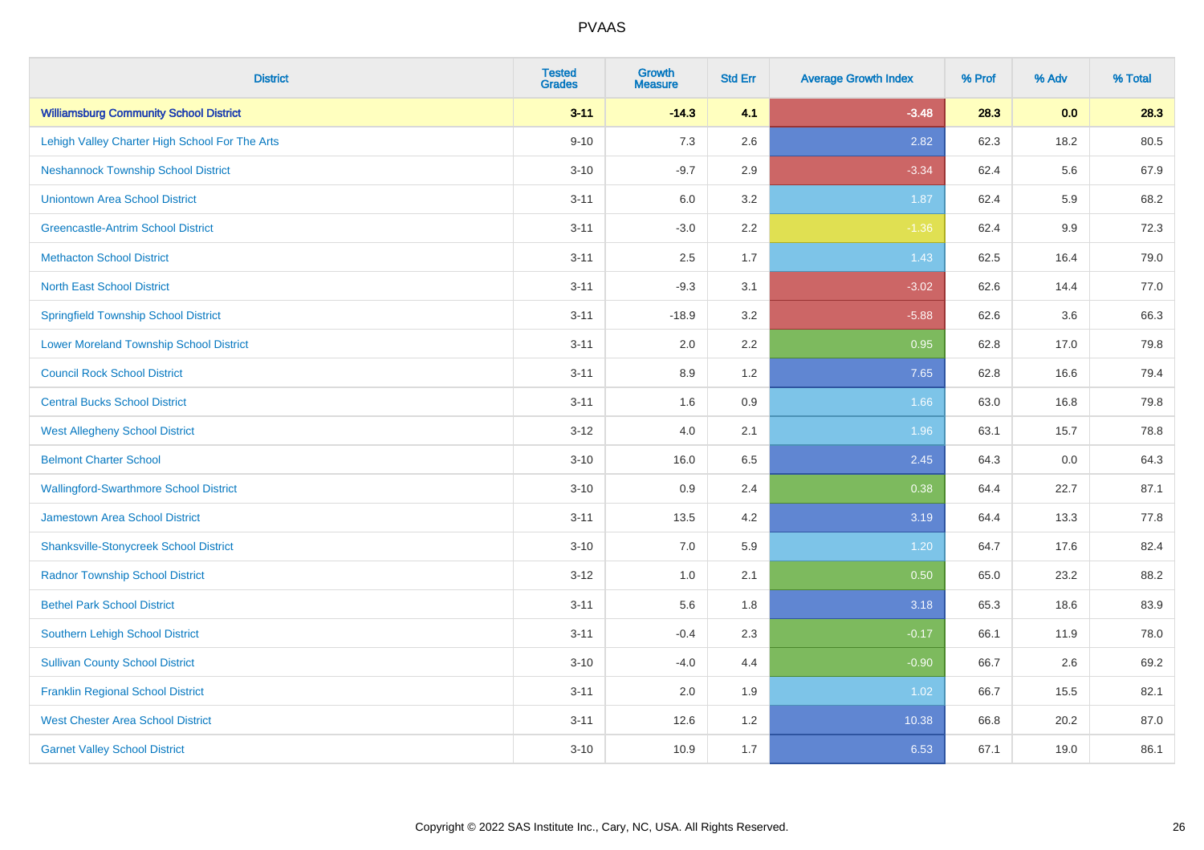| District | Tested Grades | Growth Measure | Std Err | Average Growth Index | % Prof | % Adv | % Total |
|---|---|---|---|---|---|---|---|
| **Williamsburg Community School District** | **3-11** | **-14.3** | **4.1** | **-3.48** | **28.3** | **0.0** | **28.3** |
| Lehigh Valley Charter High School For The Arts | 9-10 | 7.3 | 2.6 | 2.82 | 62.3 | 18.2 | 80.5 |
| Neshannock Township School District | 3-10 | -9.7 | 2.9 | -3.34 | 62.4 | 5.6 | 67.9 |
| Uniontown Area School District | 3-11 | 6.0 | 3.2 | 1.87 | 62.4 | 5.9 | 68.2 |
| Greencastle-Antrim School District | 3-11 | -3.0 | 2.2 | -1.36 | 62.4 | 9.9 | 72.3 |
| Methacton School District | 3-11 | 2.5 | 1.7 | 1.43 | 62.5 | 16.4 | 79.0 |
| North East School District | 3-11 | -9.3 | 3.1 | -3.02 | 62.6 | 14.4 | 77.0 |
| Springfield Township School District | 3-11 | -18.9 | 3.2 | -5.88 | 62.6 | 3.6 | 66.3 |
| Lower Moreland Township School District | 3-11 | 2.0 | 2.2 | 0.95 | 62.8 | 17.0 | 79.8 |
| Council Rock School District | 3-11 | 8.9 | 1.2 | 7.65 | 62.8 | 16.6 | 79.4 |
| Central Bucks School District | 3-11 | 1.6 | 0.9 | 1.66 | 63.0 | 16.8 | 79.8 |
| West Allegheny School District | 3-12 | 4.0 | 2.1 | 1.96 | 63.1 | 15.7 | 78.8 |
| Belmont Charter School | 3-10 | 16.0 | 6.5 | 2.45 | 64.3 | 0.0 | 64.3 |
| Wallingford-Swarthmore School District | 3-10 | 0.9 | 2.4 | 0.38 | 64.4 | 22.7 | 87.1 |
| Jamestown Area School District | 3-11 | 13.5 | 4.2 | 3.19 | 64.4 | 13.3 | 77.8 |
| Shanksville-Stonycreek School District | 3-10 | 7.0 | 5.9 | 1.20 | 64.7 | 17.6 | 82.4 |
| Radnor Township School District | 3-12 | 1.0 | 2.1 | 0.50 | 65.0 | 23.2 | 88.2 |
| Bethel Park School District | 3-11 | 5.6 | 1.8 | 3.18 | 65.3 | 18.6 | 83.9 |
| Southern Lehigh School District | 3-11 | -0.4 | 2.3 | -0.17 | 66.1 | 11.9 | 78.0 |
| Sullivan County School District | 3-10 | -4.0 | 4.4 | -0.90 | 66.7 | 2.6 | 69.2 |
| Franklin Regional School District | 3-11 | 2.0 | 1.9 | 1.02 | 66.7 | 15.5 | 82.1 |
| West Chester Area School District | 3-11 | 12.6 | 1.2 | 10.38 | 66.8 | 20.2 | 87.0 |
| Garnet Valley School District | 3-10 | 10.9 | 1.7 | 6.53 | 67.1 | 19.0 | 86.1 |

Copyright © 2022 SAS Institute Inc., Cary, NC, USA. All Rights Reserved.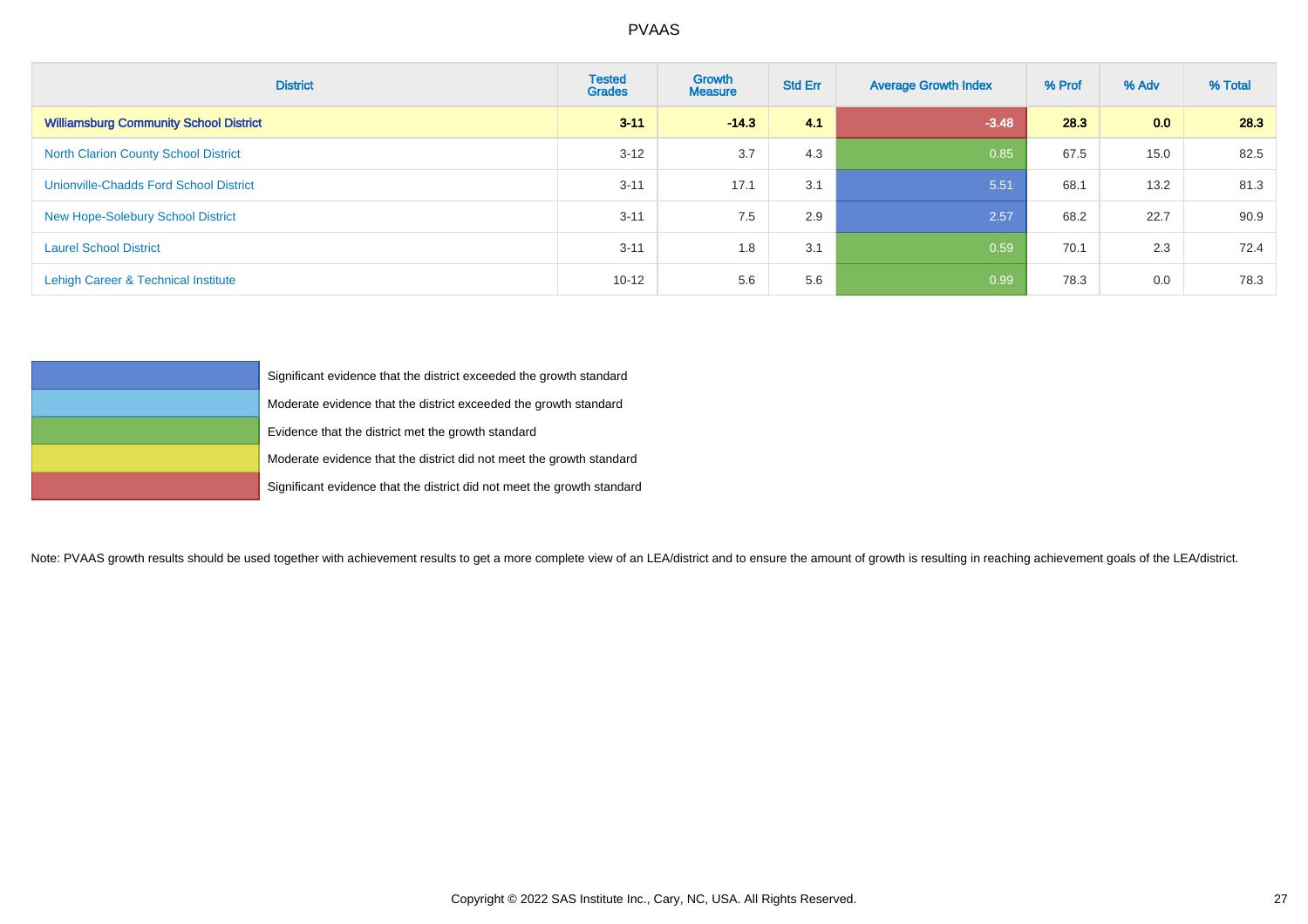PVAAS

| District | Tested Grades | Growth Measure | Std Err | Average Growth Index | % Prof | % Adv | % Total |
|---|---|---|---|---|---|---|---|
| **Williamsburg Community School District** | **3-11** | **-14.3** | **4.1** | **-3.48** | **28.3** | **0.0** | **28.3** |
| North Clarion County School District | 3-12 | 3.7 | 4.3 | 0.85 | 67.5 | 15.0 | 82.5 |
| Unionville-Chadds Ford School District | 3-11 | 17.1 | 3.1 | 5.51 | 68.1 | 13.2 | 81.3 |
| New Hope-Solebury School District | 3-11 | 7.5 | 2.9 | 2.57 | 68.2 | 22.7 | 90.9 |
| Laurel School District | 3-11 | 1.8 | 3.1 | 0.59 | 70.1 | 2.3 | 72.4 |
| Lehigh Career & Technical Institute | 10-12 | 5.6 | 5.6 | 0.99 | 78.3 | 0.0 | 78.3 |

Significant evidence that the district exceeded the growth standard

Moderate evidence that the district exceeded the growth standard

Evidence that the district met the growth standard

Moderate evidence that the district did not meet the growth standard

Significant evidence that the district did not meet the growth standard

Note: PVAAS growth results should be used together with achievement results to get a more complete view of an LEA/district and to ensure the amount of growth is resulting in reaching achievement goals of the LEA/district.

Copyright © 2022 SAS Institute Inc., Cary, NC, USA. All Rights Reserved.